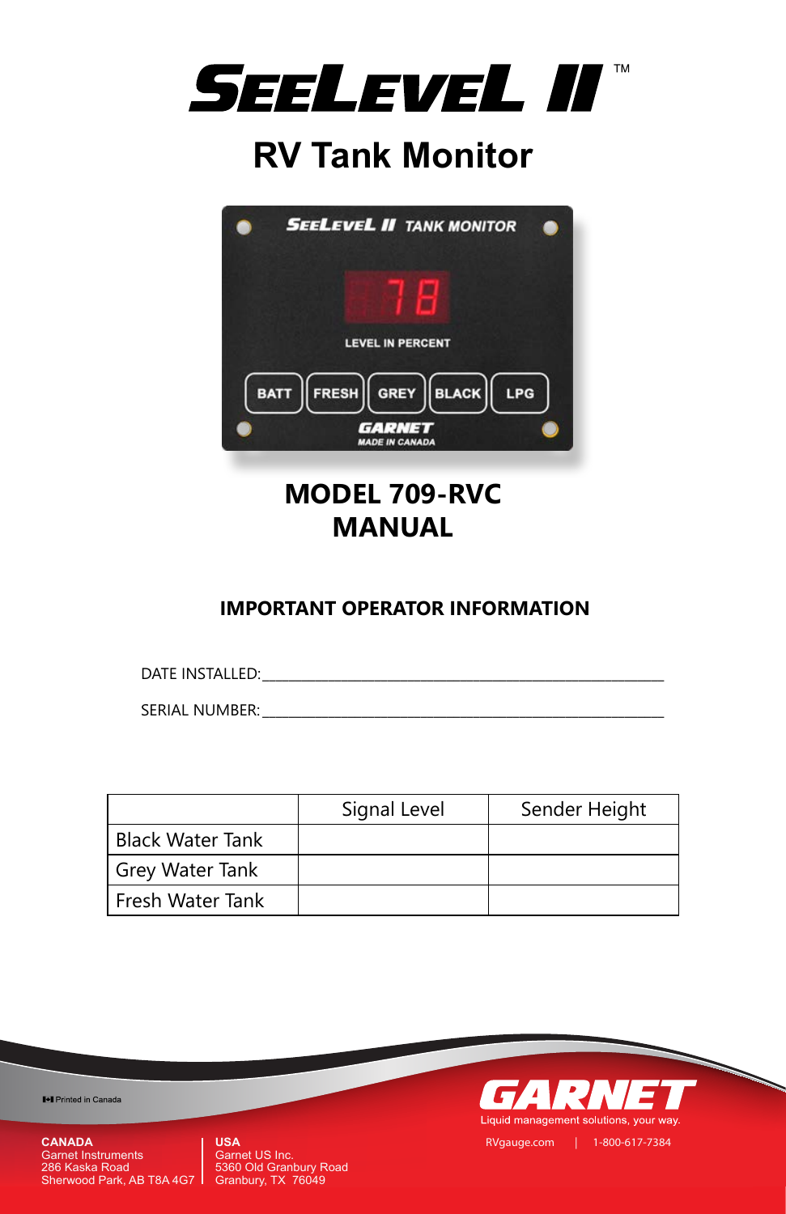# SEELEVEL II™

## RV Tank Monitor

## MODEL 709-RVC MANUAL

### IMPORTANT OPERATOR INFORMATION

DATE INSTALLED:_______________________________________________

SERIAL NUMBER:_______________________________________________

| | Signal Level | Sender Height |
|---|---|---|
| Black Water Tank | | |
| Grey Water Tank | | |
| Fresh Water Tank | | |

Printed in Canada

**GARNET**
Liquid management solutions, your way.

RVgauge.com | 1-800-617-7384

**CANADA**
Garnet Instruments
286 Kaska Road
Sherwood Park, AB T8A 4G7

**USA**
Garnet US Inc.
5360 Old Granbury Road
Granbury, TX 76049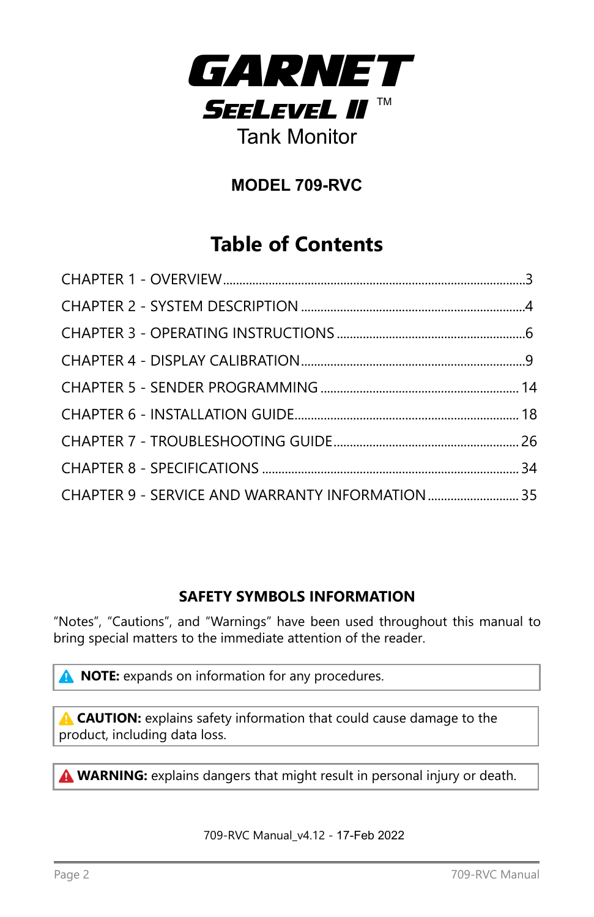# GARNET

## SEELEVEL II™

Tank Monitor

### MODEL 709-RVC

## Table of Contents

CHAPTER 1 - OVERVIEW ........................................................................................ 3

CHAPTER 2 - SYSTEM DESCRIPTION ................................................................... 4

CHAPTER 3 - OPERATING INSTRUCTIONS .......................................................... 6

CHAPTER 4 - DISPLAY CALIBRATION .................................................................. 9

CHAPTER 5 - SENDER PROGRAMMING ............................................................ 14

CHAPTER 6 - INSTALLATION GUIDE................................................................... 18

CHAPTER 7 - TROUBLESHOOTING GUIDE ......................................................... 26

CHAPTER 8 - SPECIFICATIONS ............................................................................ 34

CHAPTER 9 - SERVICE AND WARRANTY INFORMATION ............................ 35

### SAFETY SYMBOLS INFORMATION

"Notes", "Cautions", and "Warnings" have been used throughout this manual to bring special matters to the immediate attention of the reader.

> **NOTE:** expands on information for any procedures.

> **CAUTION:** explains safety information that could cause damage to the product, including data loss.

> **WARNING:** explains dangers that might result in personal injury or death.

709-RVC Manual_v4.12 - 17-Feb 2022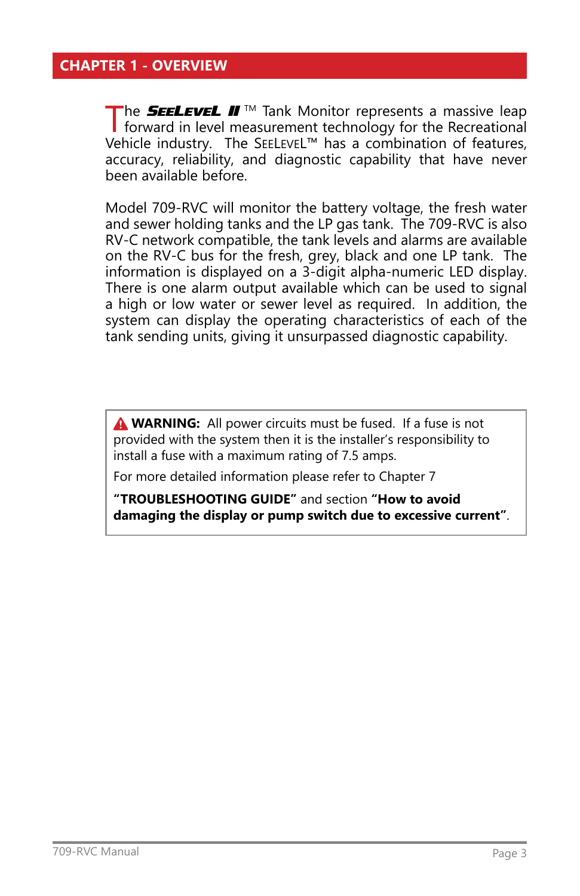# CHAPTER 1 - OVERVIEW

The ***SEELEVEL II*** ™ Tank Monitor represents a massive leap forward in level measurement technology for the Recreational Vehicle industry. The SEELEVEL™ has a combination of features, accuracy, reliability, and diagnostic capability that have never been available before.

Model 709-RVC will monitor the battery voltage, the fresh water and sewer holding tanks and the LP gas tank. The 709-RVC is also RV-C network compatible, the tank levels and alarms are available on the RV-C bus for the fresh, grey, black and one LP tank. The information is displayed on a 3-digit alpha-numeric LED display. There is one alarm output available which can be used to signal a high or low water or sewer level as required. In addition, the system can display the operating characteristics of each of the tank sending units, giving it unsurpassed diagnostic capability.

> ⚠ **WARNING:** All power circuits must be fused. If a fuse is not provided with the system then it is the installer's responsibility to install a fuse with a maximum rating of 7.5 amps.
>
> For more detailed information please refer to Chapter 7
>
> **"TROUBLESHOOTING GUIDE"** and section **"How to avoid damaging the display or pump switch due to excessive current"**.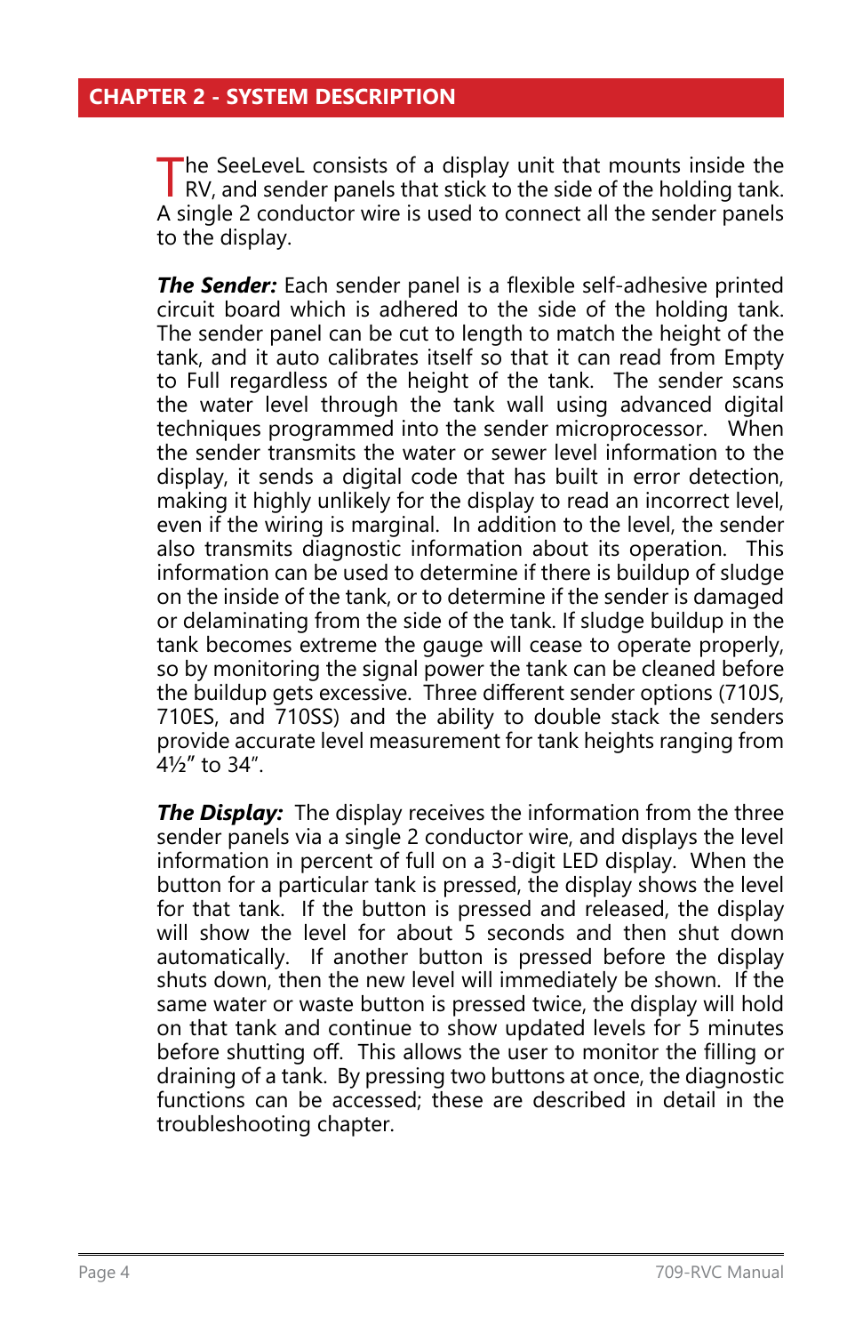## CHAPTER 2 - SYSTEM DESCRIPTION

The SeeLeveL consists of a display unit that mounts inside the RV, and sender panels that stick to the side of the holding tank. A single 2 conductor wire is used to connect all the sender panels to the display.

***The Sender:*** Each sender panel is a flexible self-adhesive printed circuit board which is adhered to the side of the holding tank. The sender panel can be cut to length to match the height of the tank, and it auto calibrates itself so that it can read from Empty to Full regardless of the height of the tank. The sender scans the water level through the tank wall using advanced digital techniques programmed into the sender microprocessor. When the sender transmits the water or sewer level information to the display, it sends a digital code that has built in error detection, making it highly unlikely for the display to read an incorrect level, even if the wiring is marginal. In addition to the level, the sender also transmits diagnostic information about its operation. This information can be used to determine if there is buildup of sludge on the inside of the tank, or to determine if the sender is damaged or delaminating from the side of the tank. If sludge buildup in the tank becomes extreme the gauge will cease to operate properly, so by monitoring the signal power the tank can be cleaned before the buildup gets excessive. Three different sender options (710JS, 710ES, and 710SS) and the ability to double stack the senders provide accurate level measurement for tank heights ranging from 4½" to 34".

***The Display:*** The display receives the information from the three sender panels via a single 2 conductor wire, and displays the level information in percent of full on a 3-digit LED display. When the button for a particular tank is pressed, the display shows the level for that tank. If the button is pressed and released, the display will show the level for about 5 seconds and then shut down automatically. If another button is pressed before the display shuts down, then the new level will immediately be shown. If the same water or waste button is pressed twice, the display will hold on that tank and continue to show updated levels for 5 minutes before shutting off. This allows the user to monitor the filling or draining of a tank. By pressing two buttons at once, the diagnostic functions can be accessed; these are described in detail in the troubleshooting chapter.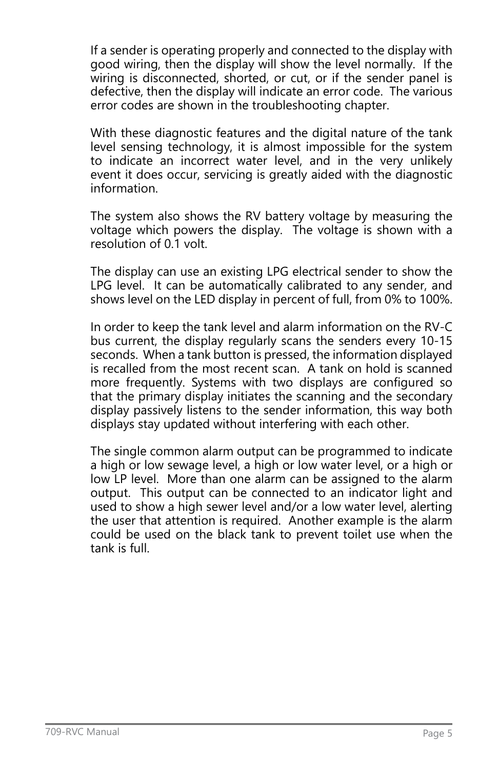If a sender is operating properly and connected to the display with good wiring, then the display will show the level normally. If the wiring is disconnected, shorted, or cut, or if the sender panel is defective, then the display will indicate an error code. The various error codes are shown in the troubleshooting chapter.

With these diagnostic features and the digital nature of the tank level sensing technology, it is almost impossible for the system to indicate an incorrect water level, and in the very unlikely event it does occur, servicing is greatly aided with the diagnostic information.

The system also shows the RV battery voltage by measuring the voltage which powers the display. The voltage is shown with a resolution of 0.1 volt.

The display can use an existing LPG electrical sender to show the LPG level. It can be automatically calibrated to any sender, and shows level on the LED display in percent of full, from 0% to 100%.

In order to keep the tank level and alarm information on the RV-C bus current, the display regularly scans the senders every 10-15 seconds. When a tank button is pressed, the information displayed is recalled from the most recent scan. A tank on hold is scanned more frequently. Systems with two displays are configured so that the primary display initiates the scanning and the secondary display passively listens to the sender information, this way both displays stay updated without interfering with each other.

The single common alarm output can be programmed to indicate a high or low sewage level, a high or low water level, or a high or low LP level. More than one alarm can be assigned to the alarm output. This output can be connected to an indicator light and used to show a high sewer level and/or a low water level, alerting the user that attention is required. Another example is the alarm could be used on the black tank to prevent toilet use when the tank is full.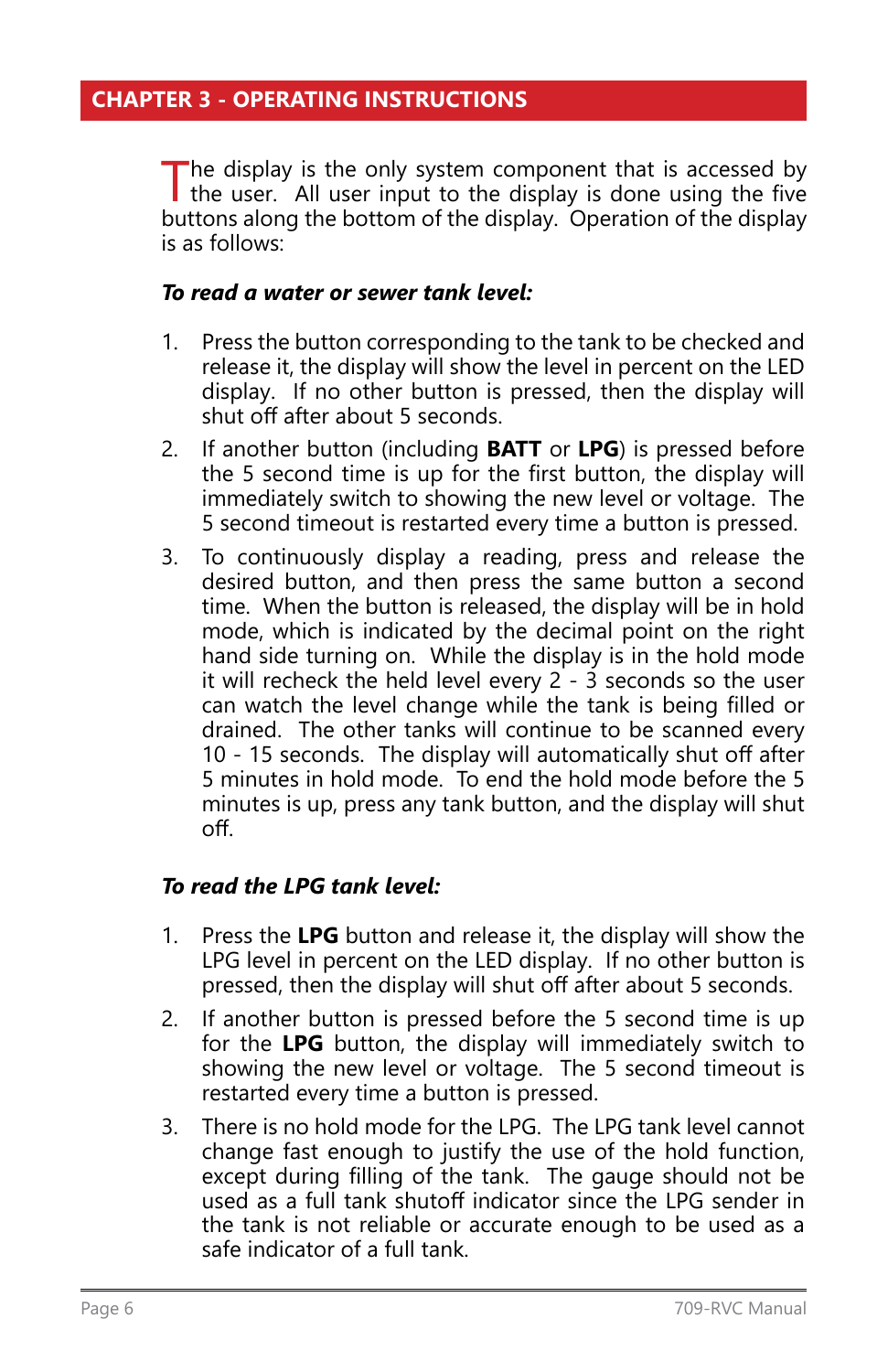## CHAPTER 3 - OPERATING INSTRUCTIONS

The display is the only system component that is accessed by the user. All user input to the display is done using the five buttons along the bottom of the display. Operation of the display is as follows:

***To read a water or sewer tank level:***

1. Press the button corresponding to the tank to be checked and release it, the display will show the level in percent on the LED display. If no other button is pressed, then the display will shut off after about 5 seconds.
2. If another button (including **BATT** or **LPG**) is pressed before the 5 second time is up for the first button, the display will immediately switch to showing the new level or voltage. The 5 second timeout is restarted every time a button is pressed.
3. To continuously display a reading, press and release the desired button, and then press the same button a second time. When the button is released, the display will be in hold mode, which is indicated by the decimal point on the right hand side turning on. While the display is in the hold mode it will recheck the held level every 2 - 3 seconds so the user can watch the level change while the tank is being filled or drained. The other tanks will continue to be scanned every 10 - 15 seconds. The display will automatically shut off after 5 minutes in hold mode. To end the hold mode before the 5 minutes is up, press any tank button, and the display will shut off.

***To read the LPG tank level:***

1. Press the **LPG** button and release it, the display will show the LPG level in percent on the LED display. If no other button is pressed, then the display will shut off after about 5 seconds.
2. If another button is pressed before the 5 second time is up for the **LPG** button, the display will immediately switch to showing the new level or voltage. The 5 second timeout is restarted every time a button is pressed.
3. There is no hold mode for the LPG. The LPG tank level cannot change fast enough to justify the use of the hold function, except during filling of the tank. The gauge should not be used as a full tank shutoff indicator since the LPG sender in the tank is not reliable or accurate enough to be used as a safe indicator of a full tank.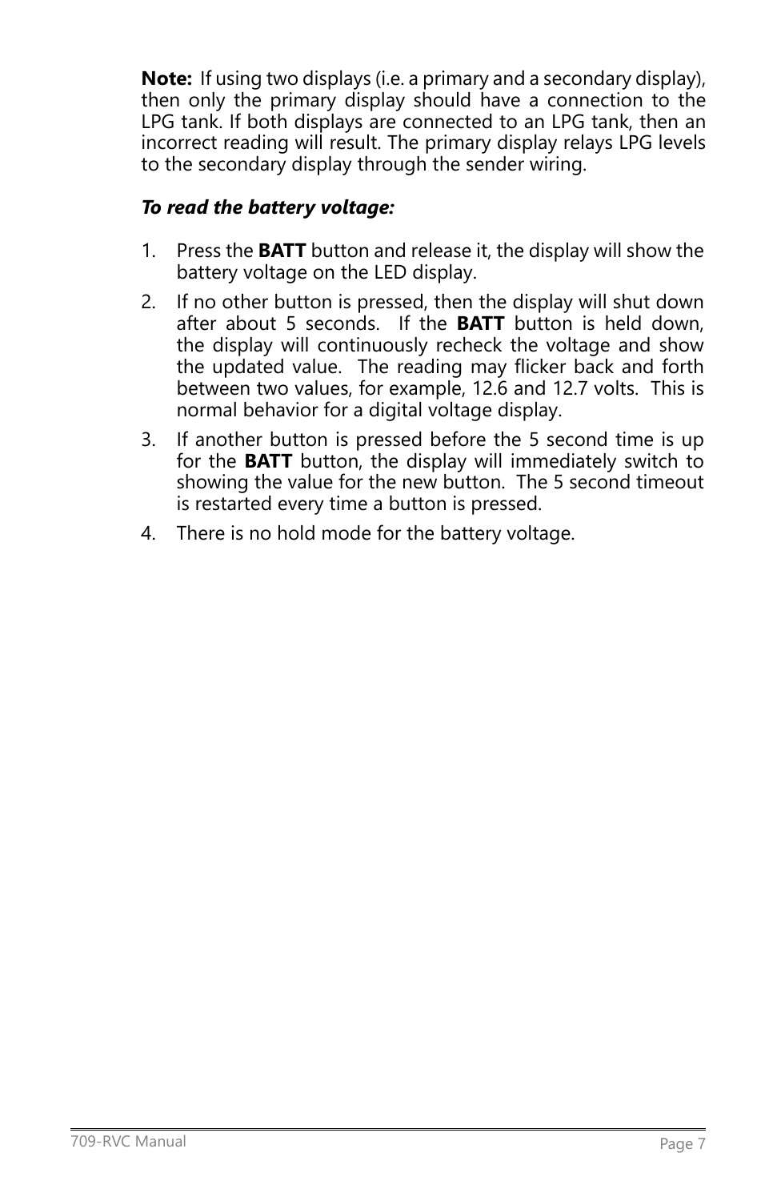**Note:** If using two displays (i.e. a primary and a secondary display), then only the primary display should have a connection to the LPG tank. If both displays are connected to an LPG tank, then an incorrect reading will result. The primary display relays LPG levels to the secondary display through the sender wiring.

***To read the battery voltage:***

1. Press the **BATT** button and release it, the display will show the battery voltage on the LED display.
2. If no other button is pressed, then the display will shut down after about 5 seconds. If the **BATT** button is held down, the display will continuously recheck the voltage and show the updated value. The reading may flicker back and forth between two values, for example, 12.6 and 12.7 volts. This is normal behavior for a digital voltage display.
3. If another button is pressed before the 5 second time is up for the **BATT** button, the display will immediately switch to showing the value for the new button. The 5 second timeout is restarted every time a button is pressed.
4. There is no hold mode for the battery voltage.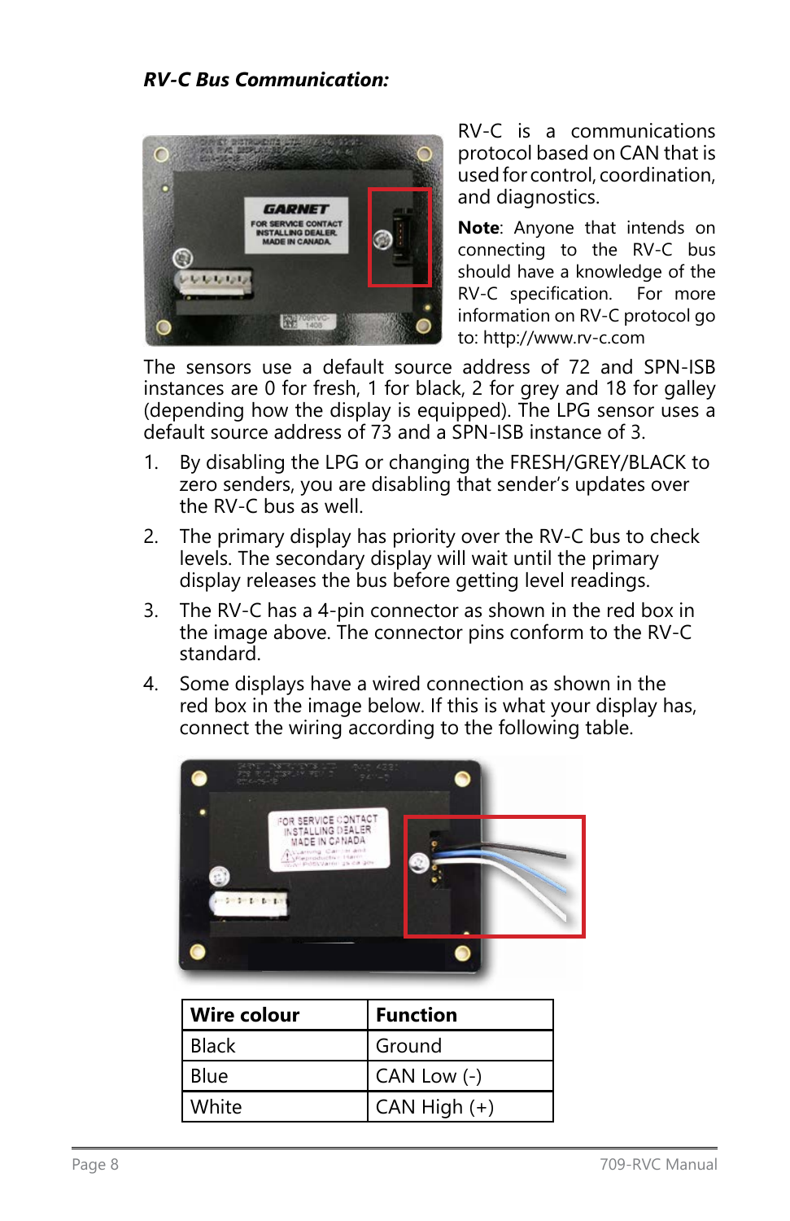***RV-C Bus Communication:***

RV-C is a communications protocol based on CAN that is used for control, coordination, and diagnostics.

**Note**: Anyone that intends on connecting to the RV-C bus should have a knowledge of the RV-C specification. For more information on RV-C protocol go to: http://www.rv-c.com

The sensors use a default source address of 72 and SPN-ISB instances are 0 for fresh, 1 for black, 2 for grey and 18 for galley (depending how the display is equipped). The LPG sensor uses a default source address of 73 and a SPN-ISB instance of 3.

1. By disabling the LPG or changing the FRESH/GREY/BLACK to zero senders, you are disabling that sender's updates over the RV-C bus as well.
2. The primary display has priority over the RV-C bus to check levels. The secondary display will wait until the primary display releases the bus before getting level readings.
3. The RV-C has a 4-pin connector as shown in the red box in the image above. The connector pins conform to the RV-C standard.
4. Some displays have a wired connection as shown in the red box in the image below. If this is what your display has, connect the wiring according to the following table.

| Wire colour | Function |
| --- | --- |
| Black | Ground |
| Blue | CAN Low (-) |
| White | CAN High (+) |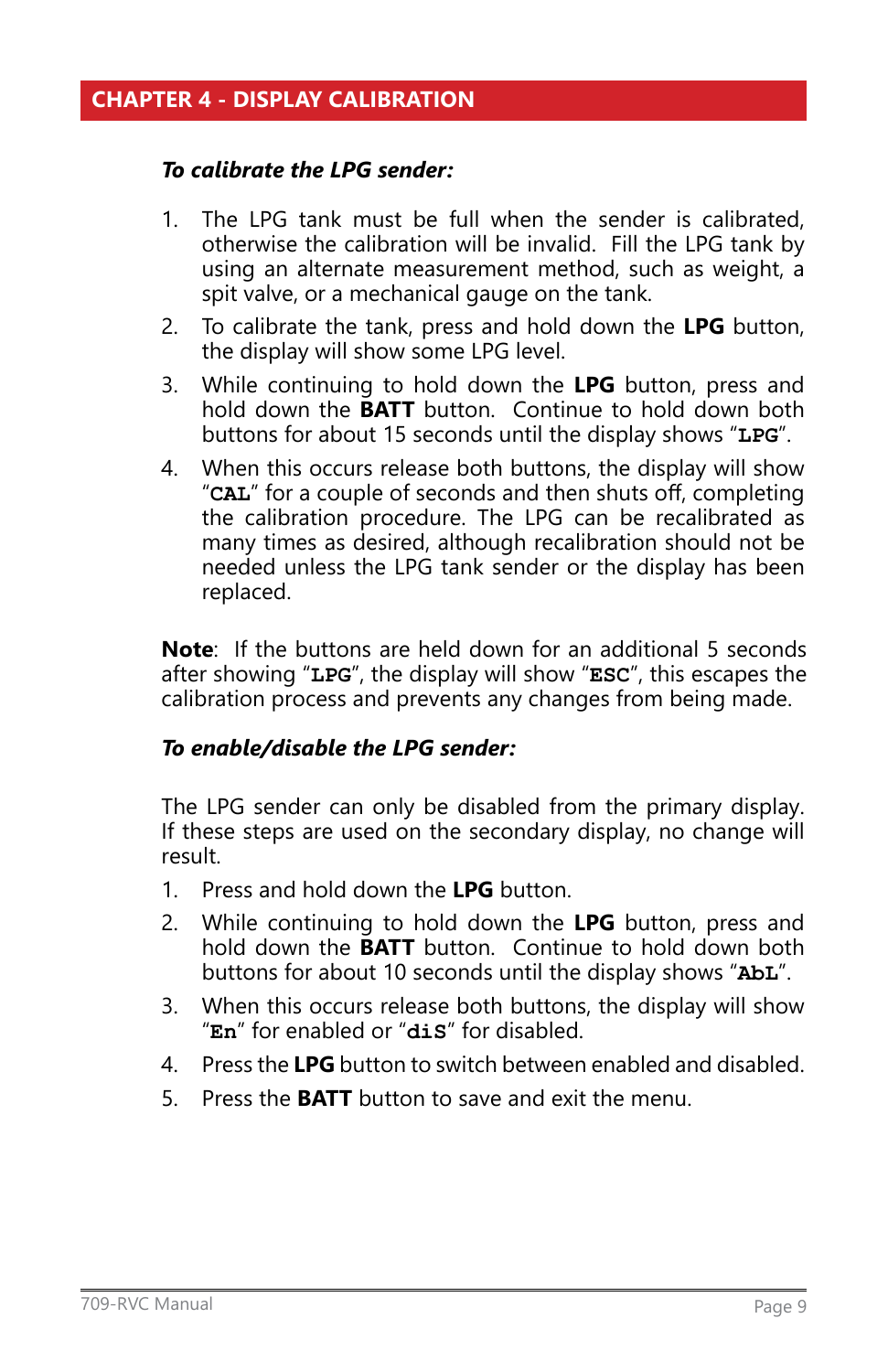## CHAPTER 4 - DISPLAY CALIBRATION

***To calibrate the LPG sender:***

1. The LPG tank must be full when the sender is calibrated, otherwise the calibration will be invalid. Fill the LPG tank by using an alternate measurement method, such as weight, a spit valve, or a mechanical gauge on the tank.
2. To calibrate the tank, press and hold down the **LPG** button, the display will show some LPG level.
3. While continuing to hold down the **LPG** button, press and hold down the **BATT** button. Continue to hold down both buttons for about 15 seconds until the display shows "**LPG**".
4. When this occurs release both buttons, the display will show "**CAL**" for a couple of seconds and then shuts off, completing the calibration procedure. The LPG can be recalibrated as many times as desired, although recalibration should not be needed unless the LPG tank sender or the display has been replaced.

**Note**: If the buttons are held down for an additional 5 seconds after showing "**LPG**", the display will show "**ESC**", this escapes the calibration process and prevents any changes from being made.

***To enable/disable the LPG sender:***

The LPG sender can only be disabled from the primary display. If these steps are used on the secondary display, no change will result.

1. Press and hold down the **LPG** button.
2. While continuing to hold down the **LPG** button, press and hold down the **BATT** button. Continue to hold down both buttons for about 10 seconds until the display shows "**AbL**".
3. When this occurs release both buttons, the display will show "**En**" for enabled or "**diS**" for disabled.
4. Press the **LPG** button to switch between enabled and disabled.
5. Press the **BATT** button to save and exit the menu.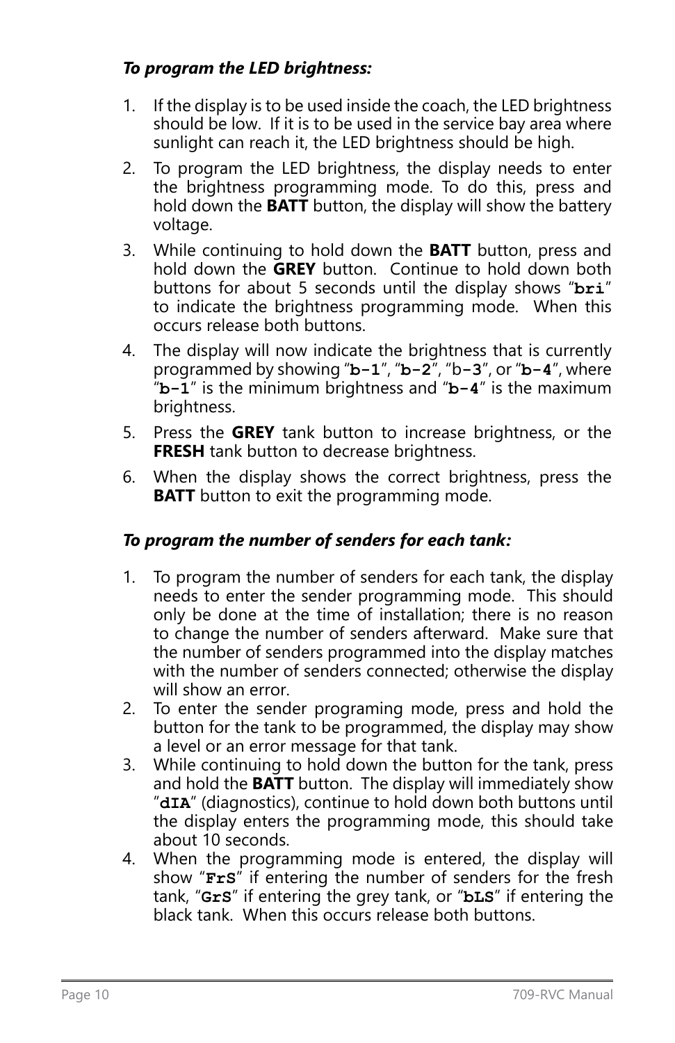***To program the LED brightness:***

1. If the display is to be used inside the coach, the LED brightness should be low. If it is to be used in the service bay area where sunlight can reach it, the LED brightness should be high.
2. To program the LED brightness, the display needs to enter the brightness programming mode. To do this, press and hold down the **BATT** button, the display will show the battery voltage.
3. While continuing to hold down the **BATT** button, press and hold down the **GREY** button. Continue to hold down both buttons for about 5 seconds until the display shows "`bri`" to indicate the brightness programming mode. When this occurs release both buttons.
4. The display will now indicate the brightness that is currently programmed by showing "`b-1`", "`b-2`", "b-3", or "`b-4`", where "`b-1`" is the minimum brightness and "`b-4`" is the maximum brightness.
5. Press the **GREY** tank button to increase brightness, or the **FRESH** tank button to decrease brightness.
6. When the display shows the correct brightness, press the **BATT** button to exit the programming mode.

***To program the number of senders for each tank:***

1. To program the number of senders for each tank, the display needs to enter the sender programming mode. This should only be done at the time of installation; there is no reason to change the number of senders afterward. Make sure that the number of senders programmed into the display matches with the number of senders connected; otherwise the display will show an error.
2. To enter the sender programing mode, press and hold the button for the tank to be programmed, the display may show a level or an error message for that tank.
3. While continuing to hold down the button for the tank, press and hold the **BATT** button. The display will immediately show "`dIA`" (diagnostics), continue to hold down both buttons until the display enters the programming mode, this should take about 10 seconds.
4. When the programming mode is entered, the display will show "`FrS`" if entering the number of senders for the fresh tank, "`GrS`" if entering the grey tank, or "`bLS`" if entering the black tank. When this occurs release both buttons.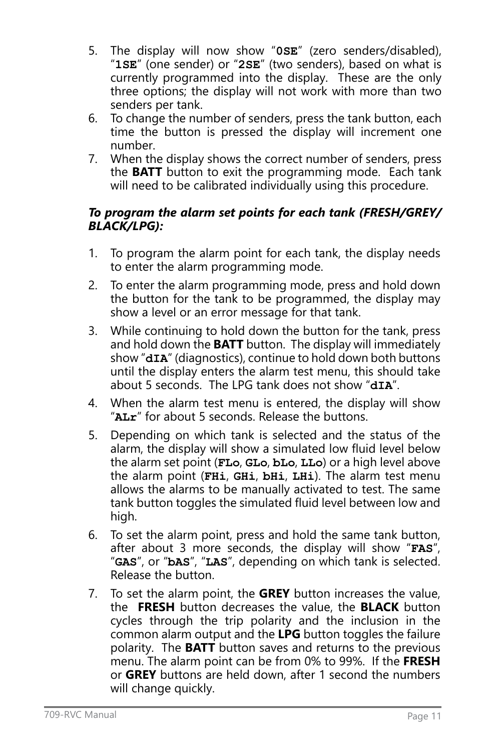5. The display will now show "`0SE`" (zero senders/disabled), "`1SE`" (one sender) or "`2SE`" (two senders), based on what is currently programmed into the display. These are the only three options; the display will not work with more than two senders per tank.
6. To change the number of senders, press the tank button, each time the button is pressed the display will increment one number.
7. When the display shows the correct number of senders, press the **BATT** button to exit the programming mode. Each tank will need to be calibrated individually using this procedure.

***To program the alarm set points for each tank (FRESH/GREY/BLACK/LPG):***

1. To program the alarm point for each tank, the display needs to enter the alarm programming mode.
2. To enter the alarm programming mode, press and hold down the button for the tank to be programmed, the display may show a level or an error message for that tank.
3. While continuing to hold down the button for the tank, press and hold down the **BATT** button. The display will immediately show "`dIA`" (diagnostics), continue to hold down both buttons until the display enters the alarm test menu, this should take about 5 seconds. The LPG tank does not show "`dIA`".
4. When the alarm test menu is entered, the display will show "`ALr`" for about 5 seconds. Release the buttons.
5. Depending on which tank is selected and the status of the alarm, the display will show a simulated low fluid level below the alarm set point (`FLo`, `GLo`, `bLo`, `LLo`) or a high level above the alarm point (`FHi`, `GHi`, `bHi`, `LHi`). The alarm test menu allows the alarms to be manually activated to test. The same tank button toggles the simulated fluid level between low and high.
6. To set the alarm point, press and hold the same tank button, after about 3 more seconds, the display will show "`FAS`", "`GAS`", or "`bAS`", "`LAS`", depending on which tank is selected. Release the button.
7. To set the alarm point, the **GREY** button increases the value, the **FRESH** button decreases the value, the **BLACK** button cycles through the trip polarity and the inclusion in the common alarm output and the **LPG** button toggles the failure polarity. The **BATT** button saves and returns to the previous menu. The alarm point can be from 0% to 99%. If the **FRESH** or **GREY** buttons are held down, after 1 second the numbers will change quickly.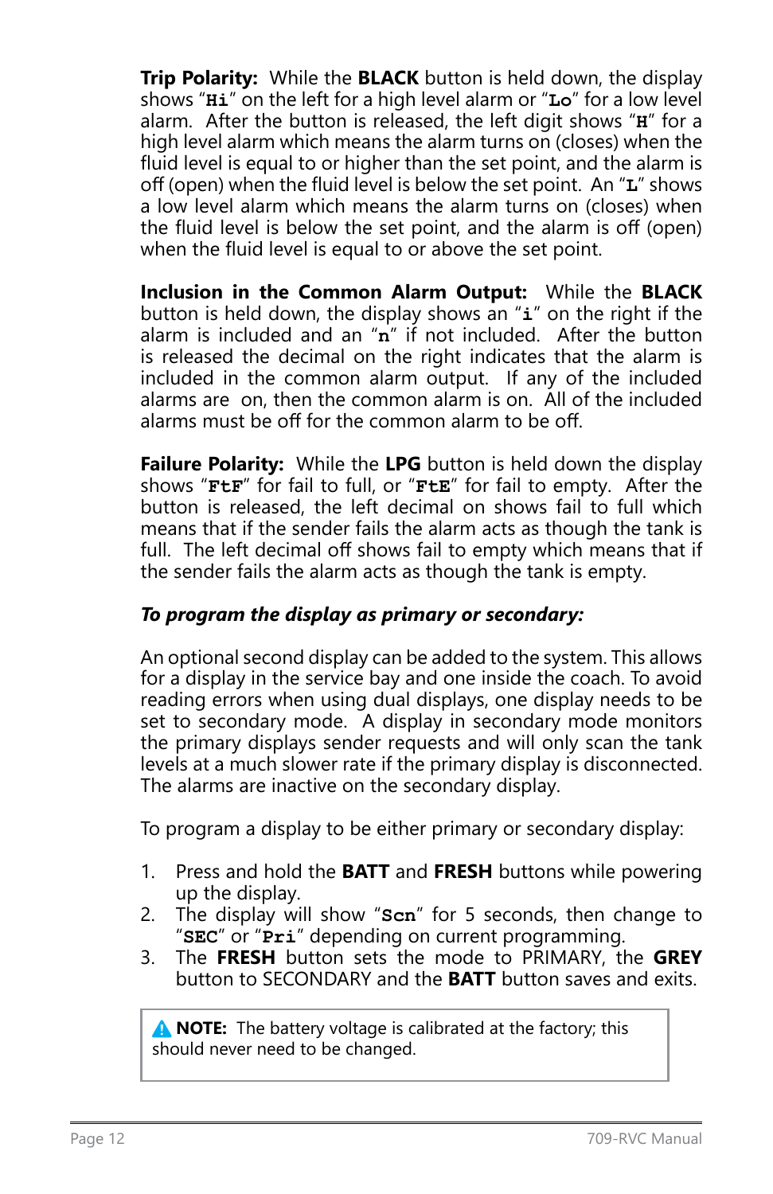**Trip Polarity:** While the **BLACK** button is held down, the display shows "**Hi**" on the left for a high level alarm or "**Lo**" for a low level alarm. After the button is released, the left digit shows "**H**" for a high level alarm which means the alarm turns on (closes) when the fluid level is equal to or higher than the set point, and the alarm is off (open) when the fluid level is below the set point. An "**L**" shows a low level alarm which means the alarm turns on (closes) when the fluid level is below the set point, and the alarm is off (open) when the fluid level is equal to or above the set point.

**Inclusion in the Common Alarm Output:** While the **BLACK** button is held down, the display shows an "**i**" on the right if the alarm is included and an "**n**" if not included. After the button is released the decimal on the right indicates that the alarm is included in the common alarm output. If any of the included alarms are on, then the common alarm is on. All of the included alarms must be off for the common alarm to be off.

**Failure Polarity:** While the **LPG** button is held down the display shows "**FtF**" for fail to full, or "**FtE**" for fail to empty. After the button is released, the left decimal on shows fail to full which means that if the sender fails the alarm acts as though the tank is full. The left decimal off shows fail to empty which means that if the sender fails the alarm acts as though the tank is empty.

***To program the display as primary or secondary:***

An optional second display can be added to the system. This allows for a display in the service bay and one inside the coach. To avoid reading errors when using dual displays, one display needs to be set to secondary mode. A display in secondary mode monitors the primary displays sender requests and will only scan the tank levels at a much slower rate if the primary display is disconnected. The alarms are inactive on the secondary display.

To program a display to be either primary or secondary display:

1. Press and hold the **BATT** and **FRESH** buttons while powering up the display.
2. The display will show "**Scn**" for 5 seconds, then change to "**SEC**" or "**Pri**" depending on current programming.
3. The **FRESH** button sets the mode to PRIMARY, the **GREY** button to SECONDARY and the **BATT** button saves and exits.

> ⚠ **NOTE:** The battery voltage is calibrated at the factory; this should never need to be changed.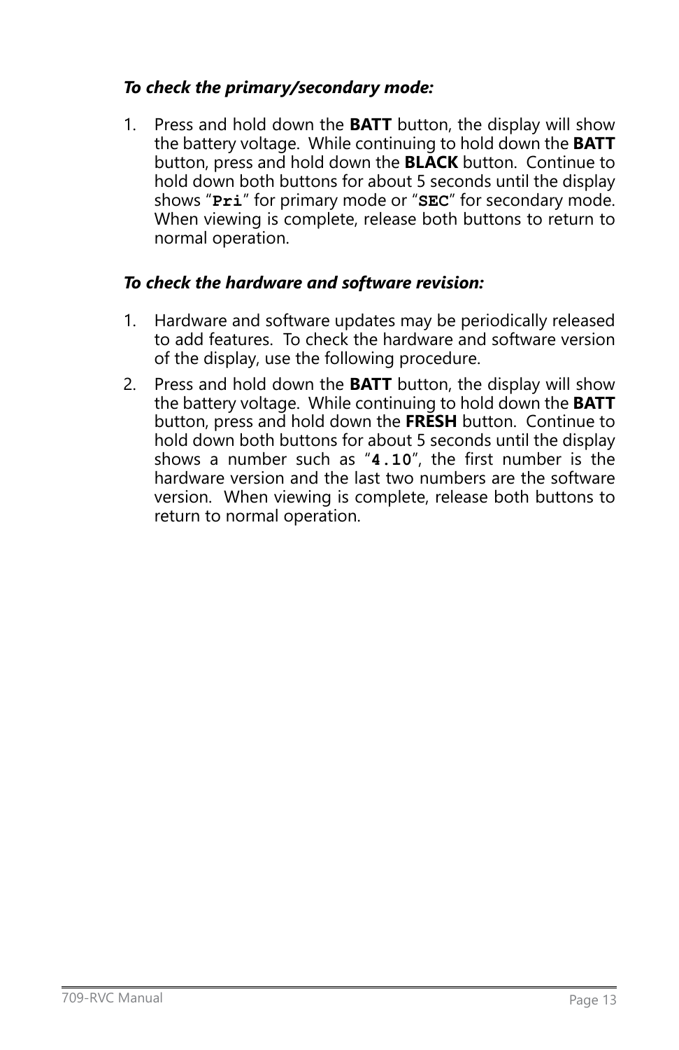***To check the primary/secondary mode:***

1. Press and hold down the **BATT** button, the display will show the battery voltage. While continuing to hold down the **BATT** button, press and hold down the **BLACK** button. Continue to hold down both buttons for about 5 seconds until the display shows "**`Pri`**" for primary mode or "**`SEC`**" for secondary mode. When viewing is complete, release both buttons to return to normal operation.

***To check the hardware and software revision:***

1. Hardware and software updates may be periodically released to add features. To check the hardware and software version of the display, use the following procedure.
2. Press and hold down the **BATT** button, the display will show the battery voltage. While continuing to hold down the **BATT** button, press and hold down the **FRESH** button. Continue to hold down both buttons for about 5 seconds until the display shows a number such as "**`4.10`**", the first number is the hardware version and the last two numbers are the software version. When viewing is complete, release both buttons to return to normal operation.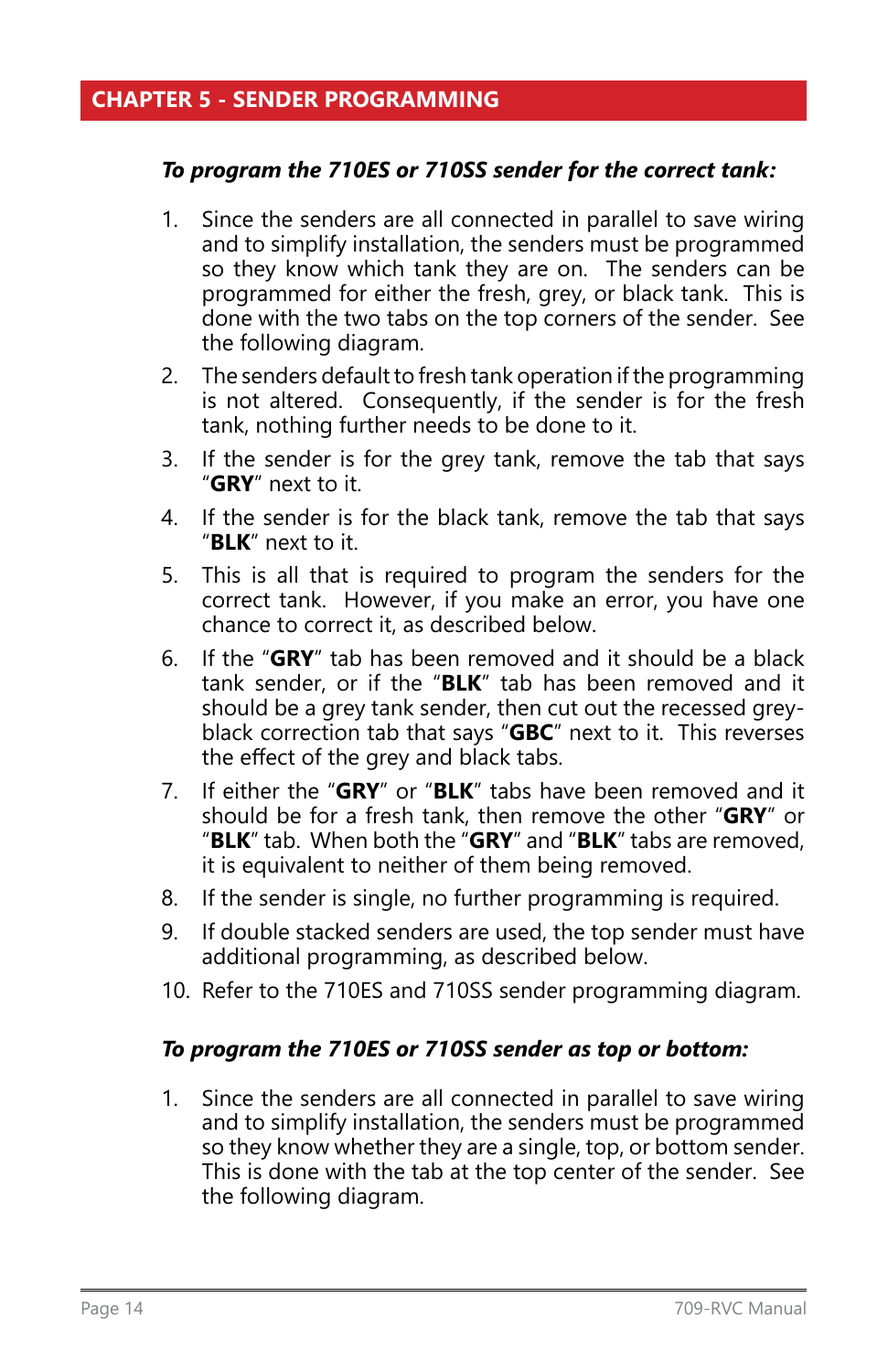## CHAPTER 5 - SENDER PROGRAMMING

***To program the 710ES or 710SS sender for the correct tank:***

1. Since the senders are all connected in parallel to save wiring and to simplify installation, the senders must be programmed so they know which tank they are on. The senders can be programmed for either the fresh, grey, or black tank. This is done with the two tabs on the top corners of the sender. See the following diagram.
2. The senders default to fresh tank operation if the programming is not altered. Consequently, if the sender is for the fresh tank, nothing further needs to be done to it.
3. If the sender is for the grey tank, remove the tab that says "**GRY**" next to it.
4. If the sender is for the black tank, remove the tab that says "**BLK**" next to it.
5. This is all that is required to program the senders for the correct tank. However, if you make an error, you have one chance to correct it, as described below.
6. If the "**GRY**" tab has been removed and it should be a black tank sender, or if the "**BLK**" tab has been removed and it should be a grey tank sender, then cut out the recessed grey-black correction tab that says "**GBC**" next to it. This reverses the effect of the grey and black tabs.
7. If either the "**GRY**" or "**BLK**" tabs have been removed and it should be for a fresh tank, then remove the other "**GRY**" or "**BLK**" tab. When both the "**GRY**" and "**BLK**" tabs are removed, it is equivalent to neither of them being removed.
8. If the sender is single, no further programming is required.
9. If double stacked senders are used, the top sender must have additional programming, as described below.
10. Refer to the 710ES and 710SS sender programming diagram.

***To program the 710ES or 710SS sender as top or bottom:***

1. Since the senders are all connected in parallel to save wiring and to simplify installation, the senders must be programmed so they know whether they are a single, top, or bottom sender. This is done with the tab at the top center of the sender. See the following diagram.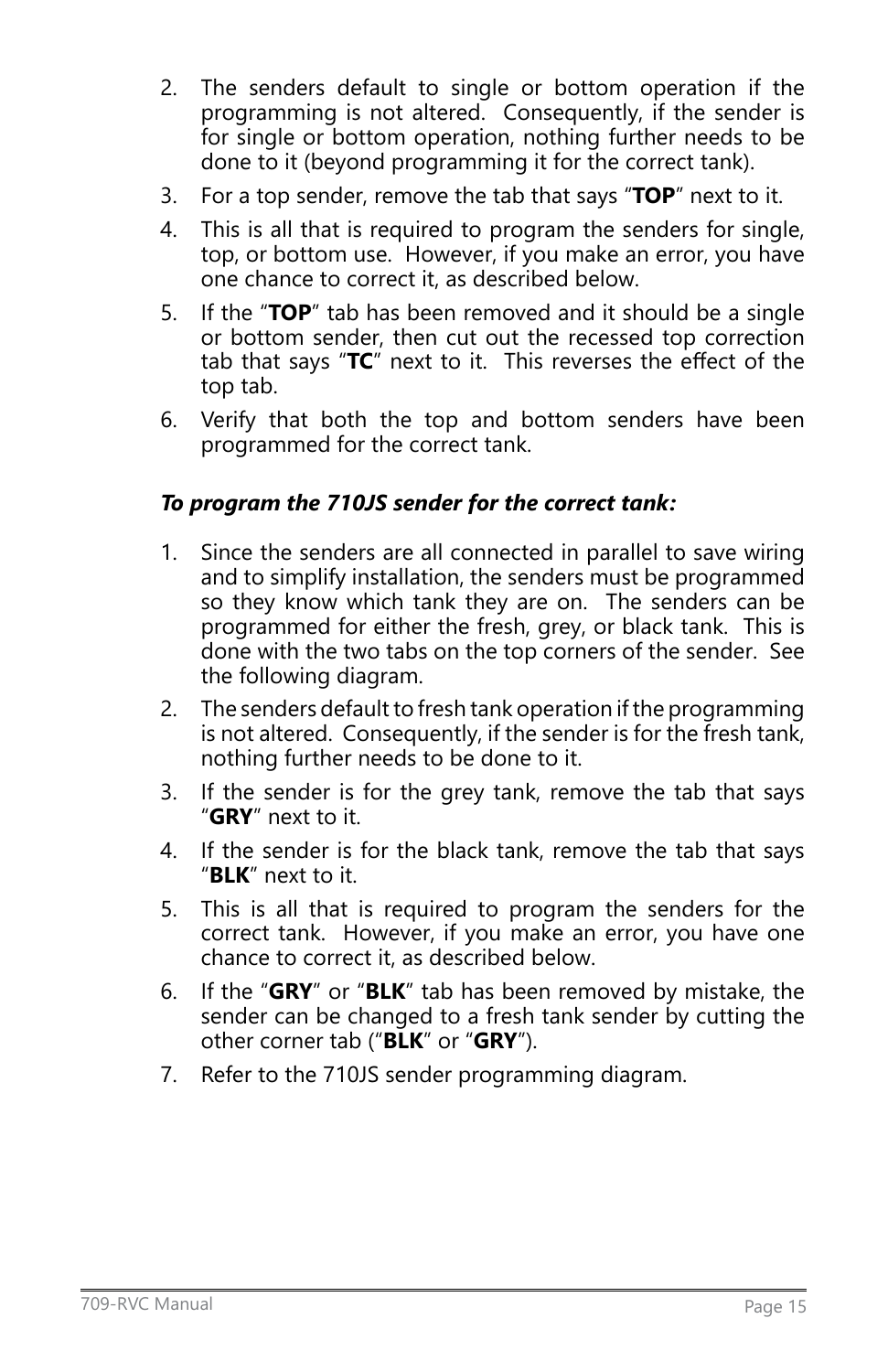2. The senders default to single or bottom operation if the programming is not altered. Consequently, if the sender is for single or bottom operation, nothing further needs to be done to it (beyond programming it for the correct tank).
3. For a top sender, remove the tab that says “**TOP**” next to it.
4. This is all that is required to program the senders for single, top, or bottom use. However, if you make an error, you have one chance to correct it, as described below.
5. If the “**TOP**” tab has been removed and it should be a single or bottom sender, then cut out the recessed top correction tab that says “**TC**” next to it. This reverses the effect of the top tab.
6. Verify that both the top and bottom senders have been programmed for the correct tank.

***To program the 710JS sender for the correct tank:***

1. Since the senders are all connected in parallel to save wiring and to simplify installation, the senders must be programmed so they know which tank they are on. The senders can be programmed for either the fresh, grey, or black tank. This is done with the two tabs on the top corners of the sender. See the following diagram.
2. The senders default to fresh tank operation if the programming is not altered. Consequently, if the sender is for the fresh tank, nothing further needs to be done to it.
3. If the sender is for the grey tank, remove the tab that says “**GRY**” next to it.
4. If the sender is for the black tank, remove the tab that says “**BLK**” next to it.
5. This is all that is required to program the senders for the correct tank. However, if you make an error, you have one chance to correct it, as described below.
6. If the “**GRY**” or “**BLK**” tab has been removed by mistake, the sender can be changed to a fresh tank sender by cutting the other corner tab (“**BLK**” or “**GRY**”).
7. Refer to the 710JS sender programming diagram.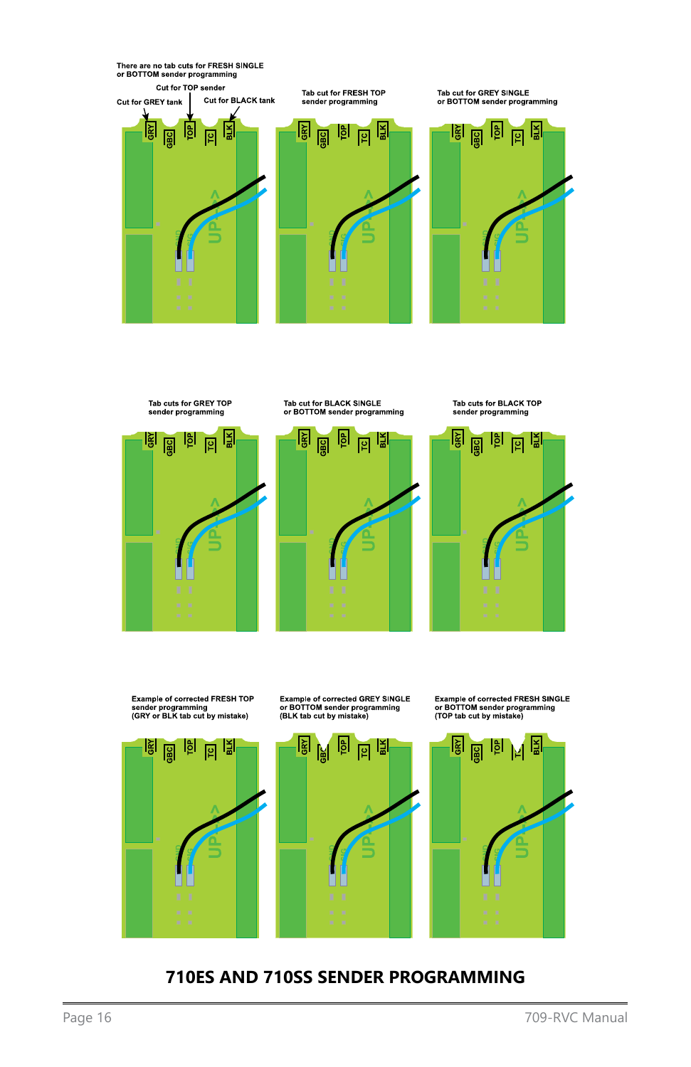There are no tab cuts for FRESH SINGLE or BOTTOM sender programming

Cut for GREY tank

Cut for TOP sender

Cut for BLACK tank

Tab cut for FRESH TOP sender programming

Tab cut for GREY SINGLE or BOTTOM sender programming

Tab cuts for GREY TOP sender programming

Tab cut for BLACK SINGLE or BOTTOM sender programming

Tab cuts for BLACK TOP sender programming

Example of corrected FRESH TOP sender programming (GRY or BLK tab cut by mistake)

Example of corrected GREY SINGLE or BOTTOM sender programming (BLK tab cut by mistake)

Example of corrected FRESH SINGLE or BOTTOM sender programming (TOP tab cut by mistake)

## 710ES AND 710SS SENDER PROGRAMMING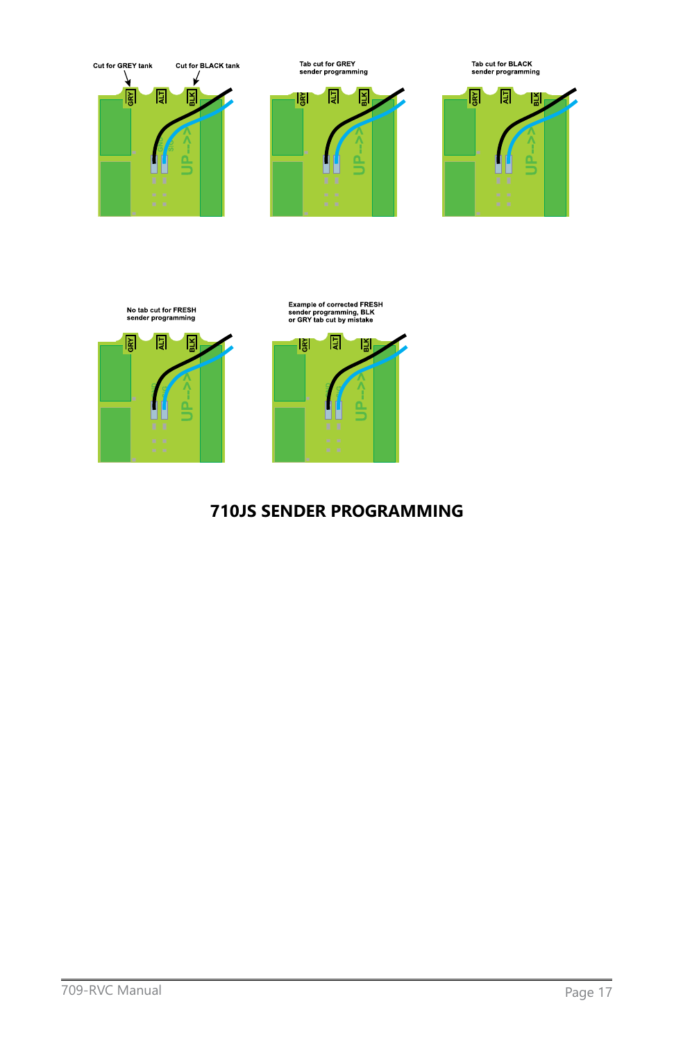Cut for GREY tank

Cut for BLACK tank

Tab cut for GREY sender programming

Tab cut for BLACK sender programming

No tab cut for FRESH sender programming

Example of corrected FRESH sender programming, BLK or GRY tab cut by mistake

## 710JS SENDER PROGRAMMING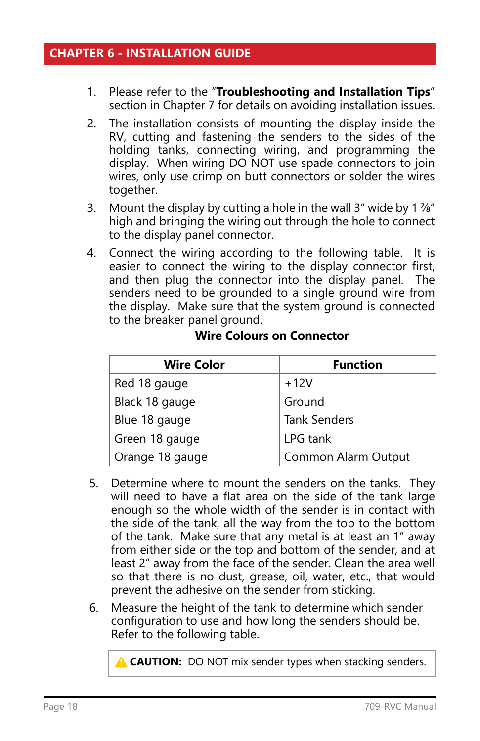## CHAPTER 6 - INSTALLATION GUIDE

1. Please refer to the "**Troubleshooting and Installation Tips**" section in Chapter 7 for details on avoiding installation issues.
2. The installation consists of mounting the display inside the RV, cutting and fastening the senders to the sides of the holding tanks, connecting wiring, and programming the display. When wiring DO NOT use spade connectors to join wires, only use crimp on butt connectors or solder the wires together.
3. Mount the display by cutting a hole in the wall 3" wide by 1 ⅞" high and bringing the wiring out through the hole to connect to the display panel connector.
4. Connect the wiring according to the following table. It is easier to connect the wiring to the display connector first, and then plug the connector into the display panel. The senders need to be grounded to a single ground wire from the display. Make sure that the system ground is connected to the breaker panel ground.

**Wire Colours on Connector**

| Wire Color | Function |
|---|---|
| Red 18 gauge | +12V |
| Black 18 gauge | Ground |
| Blue 18 gauge | Tank Senders |
| Green 18 gauge | LPG tank |
| Orange 18 gauge | Common Alarm Output |

5. Determine where to mount the senders on the tanks. They will need to have a flat area on the side of the tank large enough so the whole width of the sender is in contact with the side of the tank, all the way from the top to the bottom of the tank. Make sure that any metal is at least an 1" away from either side or the top and bottom of the sender, and at least 2" away from the face of the sender. Clean the area well so that there is no dust, grease, oil, water, etc., that would prevent the adhesive on the sender from sticking.
6. Measure the height of the tank to determine which sender configuration to use and how long the senders should be. Refer to the following table.

⚠ **CAUTION:** DO NOT mix sender types when stacking senders.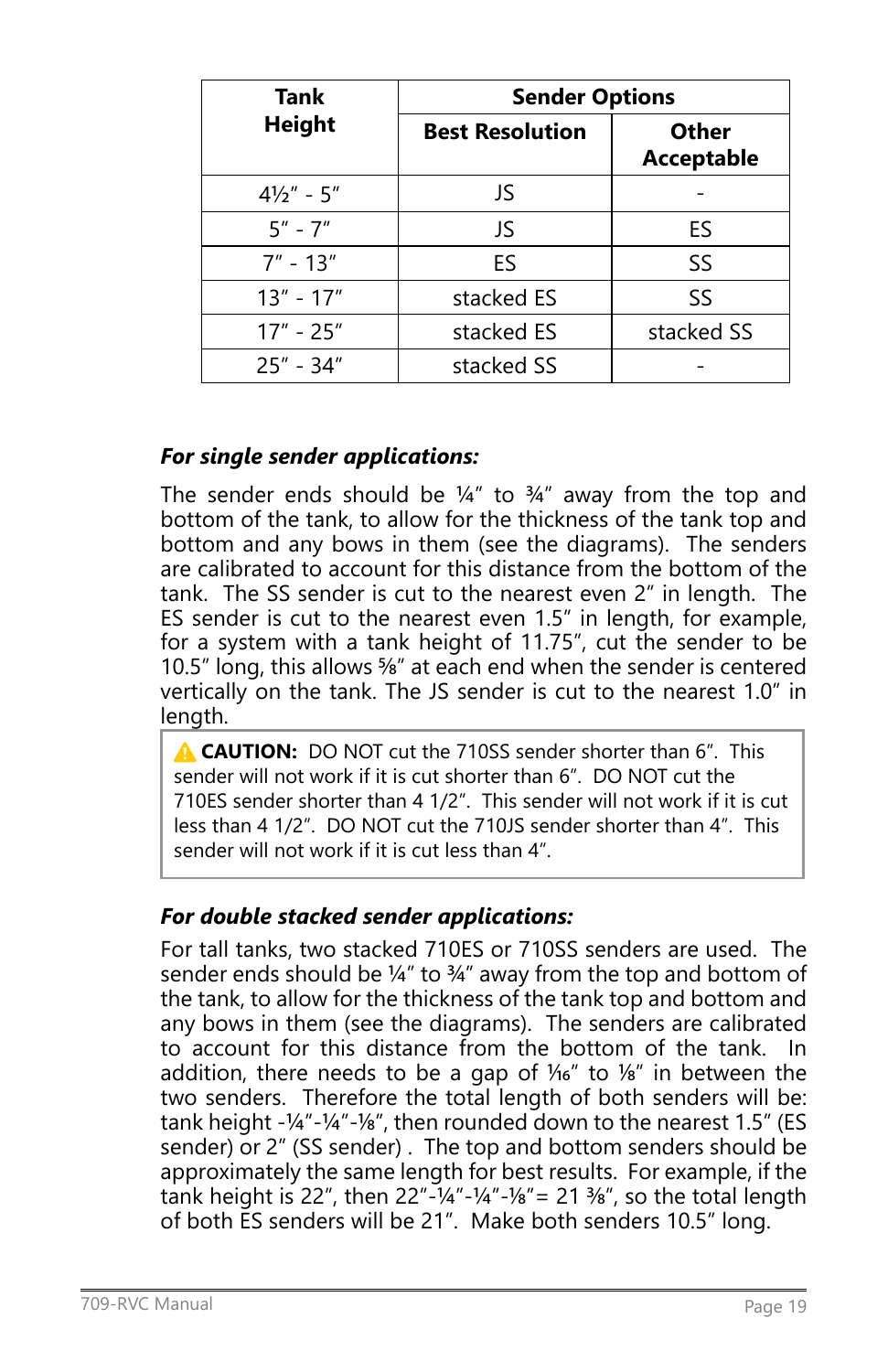| Tank Height | Sender Options | |
|---|---|---|
| | Best Resolution | Other Acceptable |
| 4½" - 5" | JS | - |
| 5" - 7" | JS | ES |
| 7" - 13" | ES | SS |
| 13" - 17" | stacked ES | SS |
| 17" - 25" | stacked ES | stacked SS |
| 25" - 34" | stacked SS | - |

***For single sender applications:***

The sender ends should be ¼" to ¾" away from the top and bottom of the tank, to allow for the thickness of the tank top and bottom and any bows in them (see the diagrams). The senders are calibrated to account for this distance from the bottom of the tank. The SS sender is cut to the nearest even 2" in length. The ES sender is cut to the nearest even 1.5" in length, for example, for a system with a tank height of 11.75", cut the sender to be 10.5" long, this allows ⅝" at each end when the sender is centered vertically on the tank. The JS sender is cut to the nearest 1.0" in length.

> ⚠ **CAUTION:** DO NOT cut the 710SS sender shorter than 6". This sender will not work if it is cut shorter than 6". DO NOT cut the 710ES sender shorter than 4 1/2". This sender will not work if it is cut less than 4 1/2". DO NOT cut the 710JS sender shorter than 4". This sender will not work if it is cut less than 4".

***For double stacked sender applications:***

For tall tanks, two stacked 710ES or 710SS senders are used. The sender ends should be ¼" to ¾" away from the top and bottom of the tank, to allow for the thickness of the tank top and bottom and any bows in them (see the diagrams). The senders are calibrated to account for this distance from the bottom of the tank. In addition, there needs to be a gap of ¹⁄₁₆" to ⅛" in between the two senders. Therefore the total length of both senders will be: tank height -¼"-¼"-⅛", then rounded down to the nearest 1.5" (ES sender) or 2" (SS sender) . The top and bottom senders should be approximately the same length for best results. For example, if the tank height is 22", then 22"-¼"-¼"-⅛"= 21 ⅜", so the total length of both ES senders will be 21". Make both senders 10.5" long.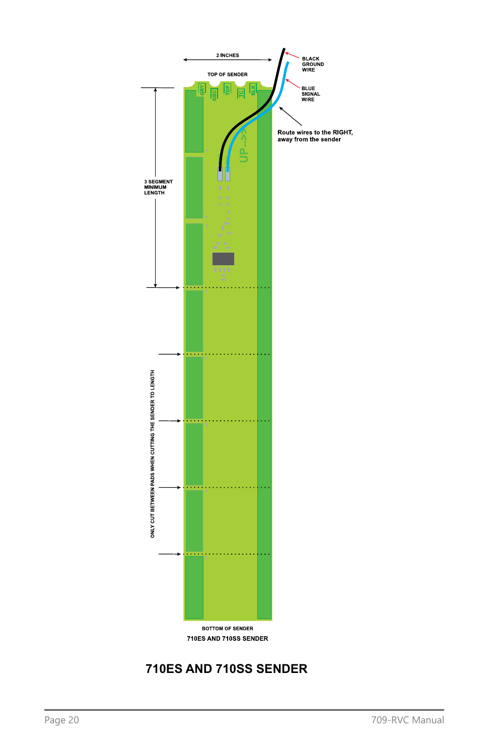2 INCHES

TOP OF SENDER

GRY GBC TOP TC BLK

BLACK GROUND WIRE

BLUE SIGNAL WIRE

Route wires to the RIGHT, away from the sender

UP-->

3 SEGMENT MINIMUM LENGTH

ONLY CUT BETWEEN PADS WHEN CUTTING THE SENDER TO LENGTH

BOTTOM OF SENDER

710ES AND 710SS SENDER

# 710ES AND 710SS SENDER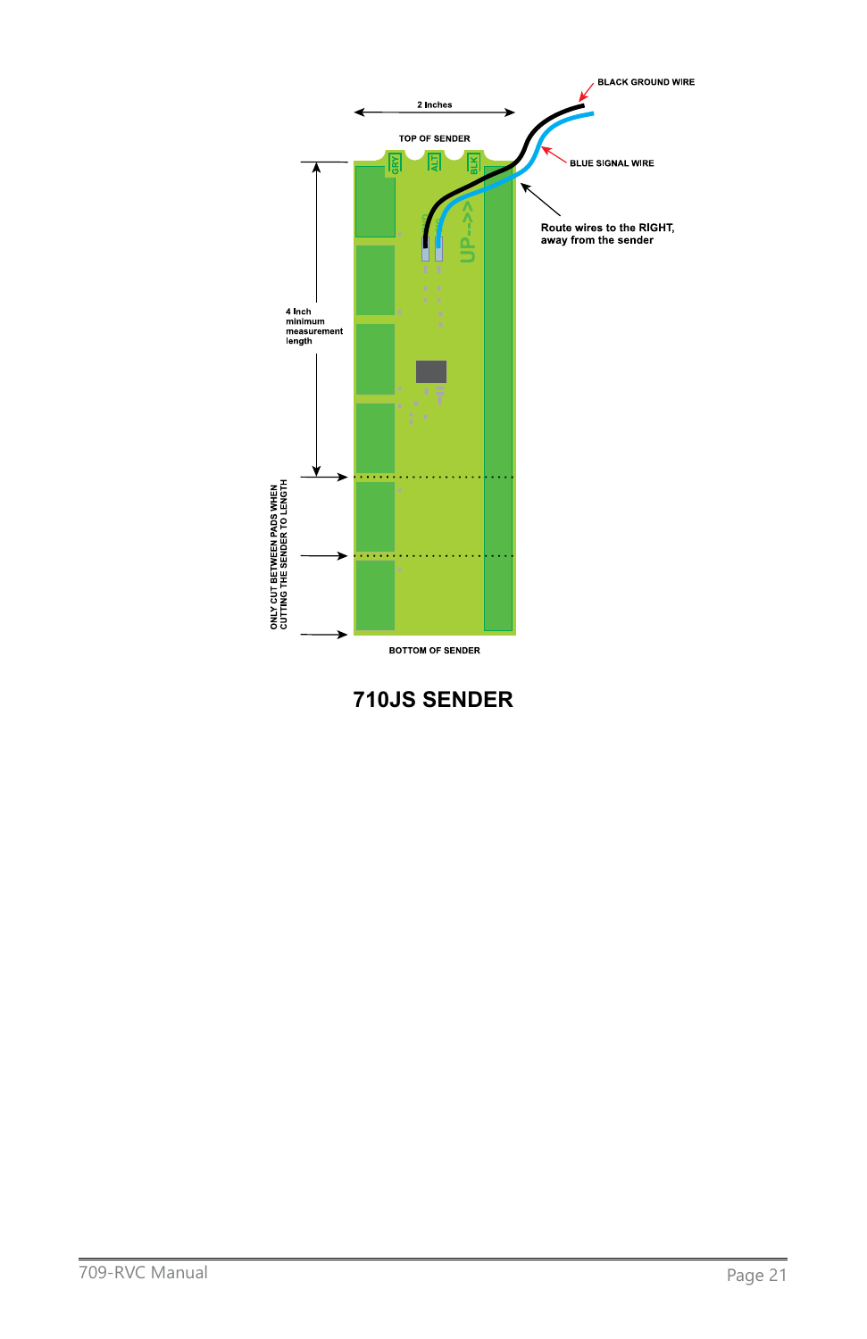BLACK GROUND WIRE

2 Inches

TOP OF SENDER

BLUE SIGNAL WIRE

GRY ALT BLK

UP-->

Route wires to the RIGHT, away from the sender

4 Inch minimum measurement length

ONLY CUT BETWEEN PADS WHEN CUTTING THE SENDER TO LENGTH

BOTTOM OF SENDER

## 710JS SENDER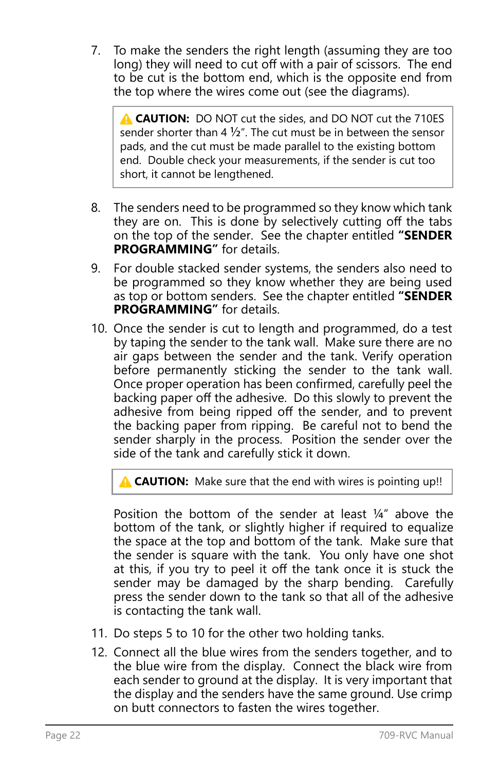7. To make the senders the right length (assuming they are too long) they will need to cut off with a pair of scissors. The end to be cut is the bottom end, which is the opposite end from the top where the wires come out (see the diagrams).

> ⚠ **CAUTION:** DO NOT cut the sides, and DO NOT cut the 710ES sender shorter than 4 ½". The cut must be in between the sensor pads, and the cut must be made parallel to the existing bottom end. Double check your measurements, if the sender is cut too short, it cannot be lengthened.

8. The senders need to be programmed so they know which tank they are on. This is done by selectively cutting off the tabs on the top of the sender. See the chapter entitled **"SENDER PROGRAMMING"** for details.

9. For double stacked sender systems, the senders also need to be programmed so they know whether they are being used as top or bottom senders. See the chapter entitled **"SENDER PROGRAMMING"** for details.

10. Once the sender is cut to length and programmed, do a test by taping the sender to the tank wall. Make sure there are no air gaps between the sender and the tank. Verify operation before permanently sticking the sender to the tank wall. Once proper operation has been confirmed, carefully peel the backing paper off the adhesive. Do this slowly to prevent the adhesive from being ripped off the sender, and to prevent the backing paper from ripping. Be careful not to bend the sender sharply in the process. Position the sender over the side of the tank and carefully stick it down.

    > ⚠ **CAUTION:** Make sure that the end with wires is pointing up!!

    Position the bottom of the sender at least ¼" above the bottom of the tank, or slightly higher if required to equalize the space at the top and bottom of the tank. Make sure that the sender is square with the tank. You only have one shot at this, if you try to peel it off the tank once it is stuck the sender may be damaged by the sharp bending. Carefully press the sender down to the tank so that all of the adhesive is contacting the tank wall.

11. Do steps 5 to 10 for the other two holding tanks.

12. Connect all the blue wires from the senders together, and to the blue wire from the display. Connect the black wire from each sender to ground at the display. It is very important that the display and the senders have the same ground. Use crimp on butt connectors to fasten the wires together.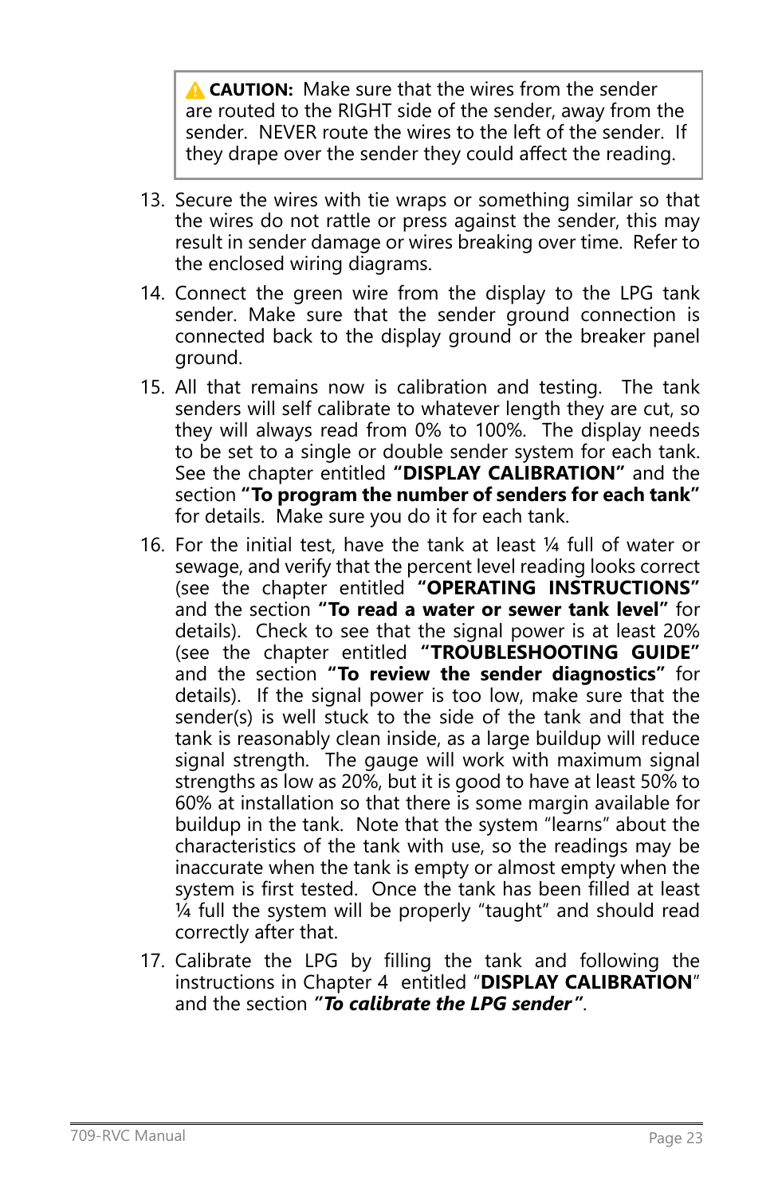> ⚠ **CAUTION:** Make sure that the wires from the sender are routed to the RIGHT side of the sender, away from the sender. NEVER route the wires to the left of the sender. If they drape over the sender they could affect the reading.

13. Secure the wires with tie wraps or something similar so that the wires do not rattle or press against the sender, this may result in sender damage or wires breaking over time. Refer to the enclosed wiring diagrams.
14. Connect the green wire from the display to the LPG tank sender. Make sure that the sender ground connection is connected back to the display ground or the breaker panel ground.
15. All that remains now is calibration and testing. The tank senders will self calibrate to whatever length they are cut, so they will always read from 0% to 100%. The display needs to be set to a single or double sender system for each tank. See the chapter entitled **"DISPLAY CALIBRATION"** and the section **"To program the number of senders for each tank"** for details. Make sure you do it for each tank.
16. For the initial test, have the tank at least ¼ full of water or sewage, and verify that the percent level reading looks correct (see the chapter entitled **"OPERATING INSTRUCTIONS"** and the section **"To read a water or sewer tank level"** for details). Check to see that the signal power is at least 20% (see the chapter entitled **"TROUBLESHOOTING GUIDE"** and the section **"To review the sender diagnostics"** for details). If the signal power is too low, make sure that the sender(s) is well stuck to the side of the tank and that the tank is reasonably clean inside, as a large buildup will reduce signal strength. The gauge will work with maximum signal strengths as low as 20%, but it is good to have at least 50% to 60% at installation so that there is some margin available for buildup in the tank. Note that the system "learns" about the characteristics of the tank with use, so the readings may be inaccurate when the tank is empty or almost empty when the system is first tested. Once the tank has been filled at least ¼ full the system will be properly "taught" and should read correctly after that.
17. Calibrate the LPG by filling the tank and following the instructions in Chapter 4 entitled "**DISPLAY CALIBRATION**" and the section ***"To calibrate the LPG sender"***.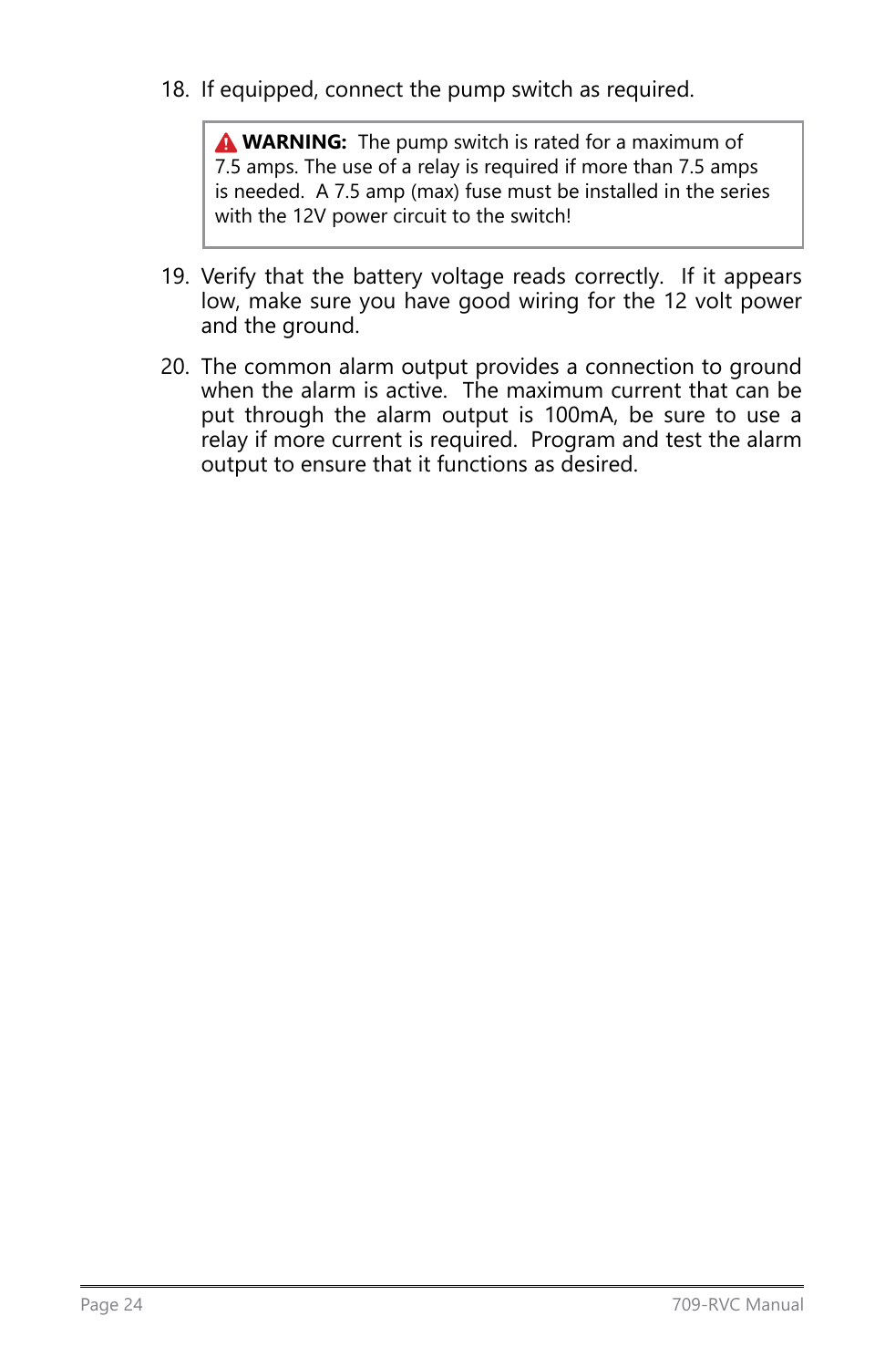18. If equipped, connect the pump switch as required.

> ⚠ **WARNING:** The pump switch is rated for a maximum of 7.5 amps. The use of a relay is required if more than 7.5 amps is needed. A 7.5 amp (max) fuse must be installed in the series with the 12V power circuit to the switch!

19. Verify that the battery voltage reads correctly. If it appears low, make sure you have good wiring for the 12 volt power and the ground.

20. The common alarm output provides a connection to ground when the alarm is active. The maximum current that can be put through the alarm output is 100mA, be sure to use a relay if more current is required. Program and test the alarm output to ensure that it functions as desired.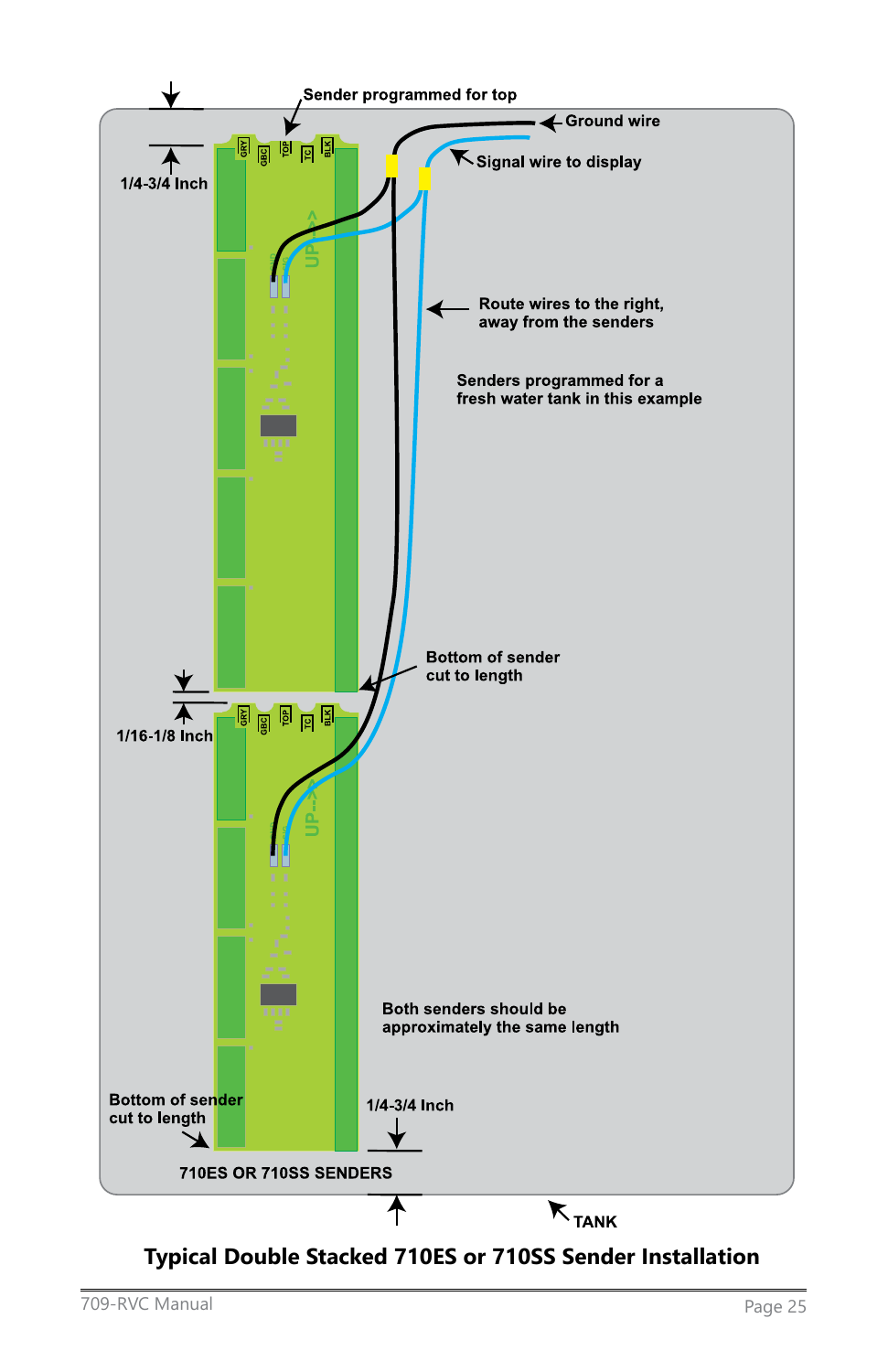Sender programmed for top

Ground wire

Signal wire to display

1/4-3/4 Inch

Route wires to the right, away from the senders

Senders programmed for a fresh water tank in this example

Bottom of sender cut to length

1/16-1/8 Inch

Both senders should be approximately the same length

Bottom of sender cut to length

1/4-3/4 Inch

710ES OR 710SS SENDERS

TANK

**Typical Double Stacked 710ES or 710SS Sender Installation**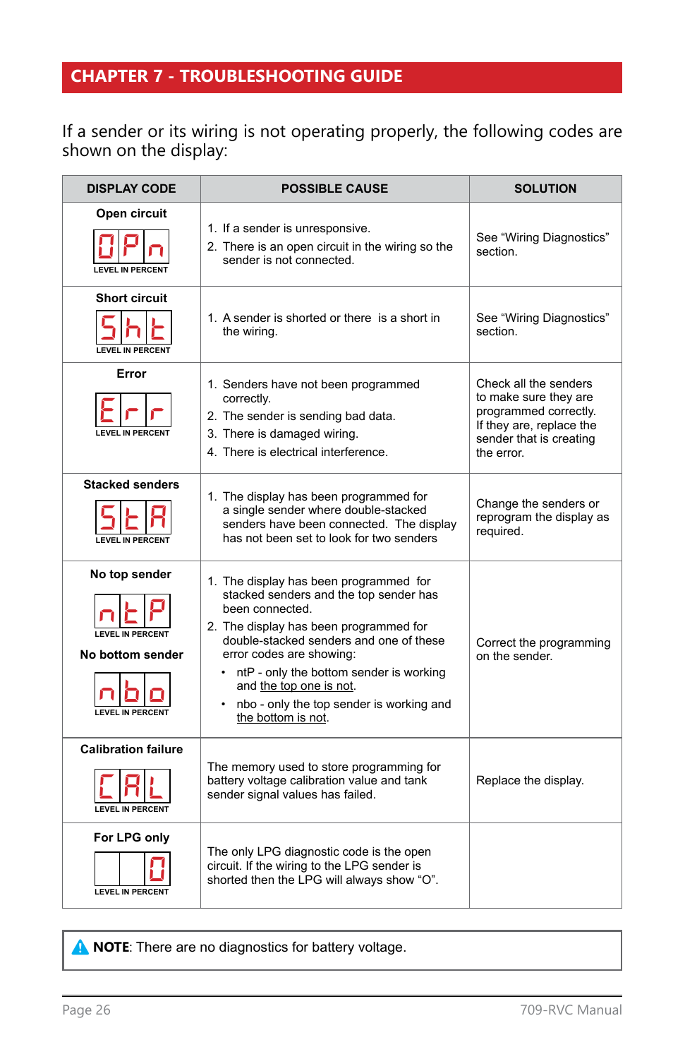## CHAPTER 7 - TROUBLESHOOTING GUIDE

If a sender or its wiring is not operating properly, the following codes are shown on the display:

| DISPLAY CODE | POSSIBLE CAUSE | SOLUTION |
|---|---|---|
| **Open circuit**<br>OPn<br>LEVEL IN PERCENT | 1. If a sender is unresponsive.<br>2. There is an open circuit in the wiring so the sender is not connected. | See "Wiring Diagnostics" section. |
| **Short circuit**<br>Sht<br>LEVEL IN PERCENT | 1. A sender is shorted or there is a short in the wiring. | See "Wiring Diagnostics" section. |
| **Error**<br>Err<br>LEVEL IN PERCENT | 1. Senders have not been programmed correctly.<br>2. The sender is sending bad data.<br>3. There is damaged wiring.<br>4. There is electrical interference. | Check all the senders to make sure they are programmed correctly. If they are, replace the sender that is creating the error. |
| **Stacked senders**<br>StA<br>LEVEL IN PERCENT | 1. The display has been programmed for a single sender where double-stacked senders have been connected. The display has not been set to look for two senders | Change the senders or reprogram the display as required. |
| **No top sender**<br>ntP<br>LEVEL IN PERCENT<br>**No bottom sender**<br>nbo<br>LEVEL IN PERCENT | 1. The display has been programmed for stacked senders and the top sender has been connected.<br>2. The display has been programmed for double-stacked senders and one of these error codes are showing:<br>• ntP - only the bottom sender is working and the top one is not.<br>• nbo - only the top sender is working and the bottom is not. | Correct the programming on the sender. |
| **Calibration failure**<br>CAL<br>LEVEL IN PERCENT | The memory used to store programming for battery voltage calibration value and tank sender signal values has failed. | Replace the display. |
| **For LPG only**<br>O<br>LEVEL IN PERCENT | The only LPG diagnostic code is the open circuit. If the wiring to the LPG sender is shorted then the LPG will always show "O". | |

⚠ **NOTE**: There are no diagnostics for battery voltage.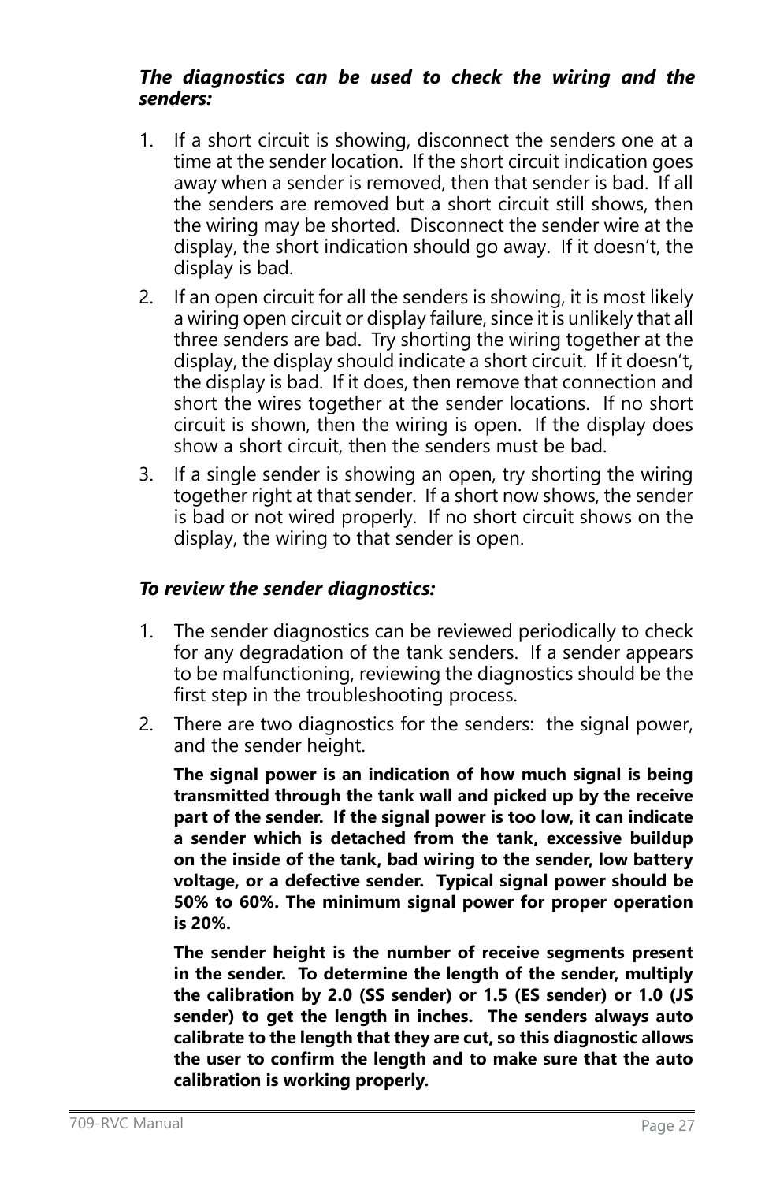***The diagnostics can be used to check the wiring and the senders:***

1. If a short circuit is showing, disconnect the senders one at a time at the sender location. If the short circuit indication goes away when a sender is removed, then that sender is bad. If all the senders are removed but a short circuit still shows, then the wiring may be shorted. Disconnect the sender wire at the display, the short indication should go away. If it doesn't, the display is bad.
2. If an open circuit for all the senders is showing, it is most likely a wiring open circuit or display failure, since it is unlikely that all three senders are bad. Try shorting the wiring together at the display, the display should indicate a short circuit. If it doesn't, the display is bad. If it does, then remove that connection and short the wires together at the sender locations. If no short circuit is shown, then the wiring is open. If the display does show a short circuit, then the senders must be bad.
3. If a single sender is showing an open, try shorting the wiring together right at that sender. If a short now shows, the sender is bad or not wired properly. If no short circuit shows on the display, the wiring to that sender is open.

***To review the sender diagnostics:***

1. The sender diagnostics can be reviewed periodically to check for any degradation of the tank senders. If a sender appears to be malfunctioning, reviewing the diagnostics should be the first step in the troubleshooting process.
2. There are two diagnostics for the senders: the signal power, and the sender height.

   **The signal power is an indication of how much signal is being transmitted through the tank wall and picked up by the receive part of the sender. If the signal power is too low, it can indicate a sender which is detached from the tank, excessive buildup on the inside of the tank, bad wiring to the sender, low battery voltage, or a defective sender. Typical signal power should be 50% to 60%. The minimum signal power for proper operation is 20%.**

   **The sender height is the number of receive segments present in the sender. To determine the length of the sender, multiply the calibration by 2.0 (SS sender) or 1.5 (ES sender) or 1.0 (JS sender) to get the length in inches. The senders always auto calibrate to the length that they are cut, so this diagnostic allows the user to confirm the length and to make sure that the auto calibration is working properly.**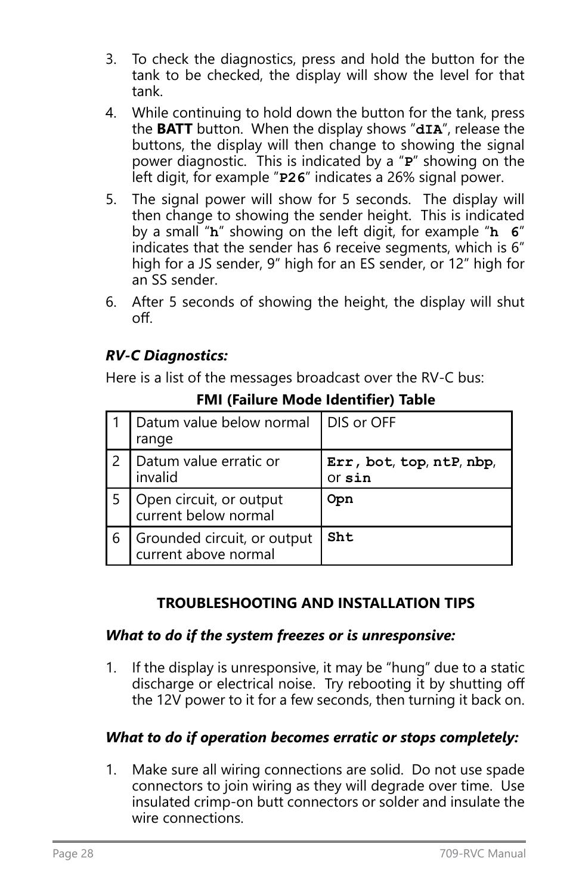3. To check the diagnostics, press and hold the button for the tank to be checked, the display will show the level for that tank.

4. While continuing to hold down the button for the tank, press the **BATT** button. When the display shows "`dIA`", release the buttons, the display will then change to showing the signal power diagnostic. This is indicated by a "`P`" showing on the left digit, for example "`P26`" indicates a 26% signal power.

5. The signal power will show for 5 seconds. The display will then change to showing the sender height. This is indicated by a small "`h`" showing on the left digit, for example "`h 6`" indicates that the sender has 6 receive segments, which is 6" high for a JS sender, 9" high for an ES sender, or 12" high for an SS sender.

6. After 5 seconds of showing the height, the display will shut off.

***RV-C Diagnostics:***

Here is a list of the messages broadcast over the RV-C bus:

**FMI (Failure Mode Identifier) Table**

| | | |
|---|---|---|
| 1 | Datum value below normal range | DIS or OFF |
| 2 | Datum value erratic or invalid | **`Err`**, **`bot`**, **`top`**, **`ntP`**, **`nbp`**, or **`sin`** |
| 5 | Open circuit, or output current below normal | **`Opn`** |
| 6 | Grounded circuit, or output current above normal | **`Sht`** |

## TROUBLESHOOTING AND INSTALLATION TIPS

***What to do if the system freezes or is unresponsive:***

1. If the display is unresponsive, it may be "hung" due to a static discharge or electrical noise. Try rebooting it by shutting off the 12V power to it for a few seconds, then turning it back on.

***What to do if operation becomes erratic or stops completely:***

1. Make sure all wiring connections are solid. Do not use spade connectors to join wiring as they will degrade over time. Use insulated crimp-on butt connectors or solder and insulate the wire connections.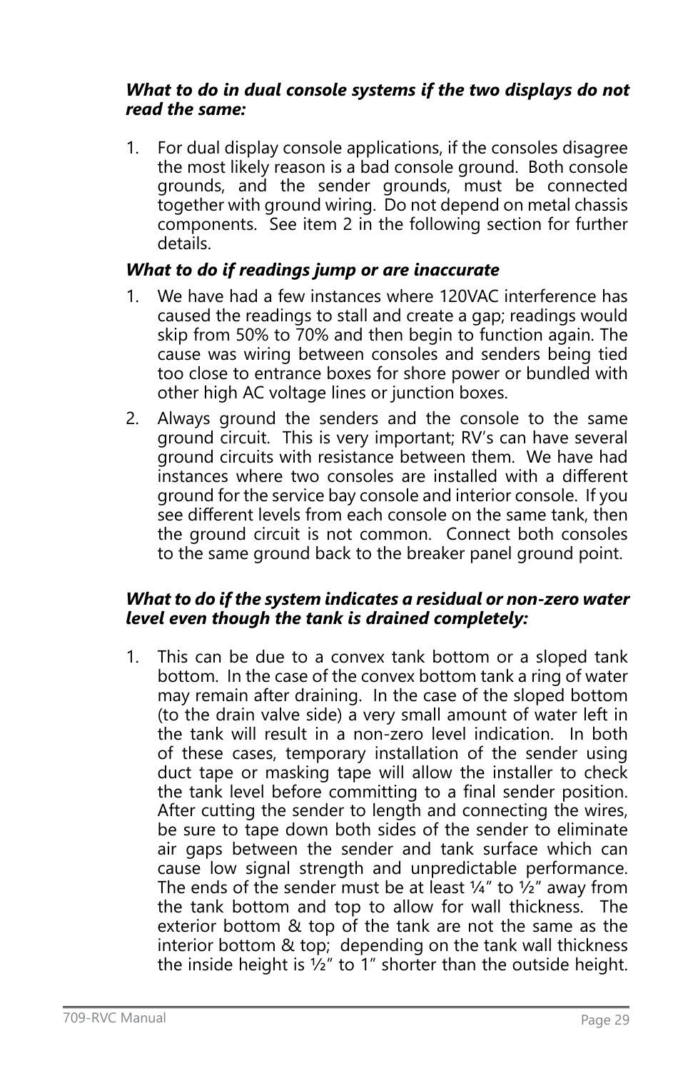***What to do in dual console systems if the two displays do not read the same:***

1. For dual display console applications, if the consoles disagree the most likely reason is a bad console ground. Both console grounds, and the sender grounds, must be connected together with ground wiring. Do not depend on metal chassis components. See item 2 in the following section for further details.

***What to do if readings jump or are inaccurate***

1. We have had a few instances where 120VAC interference has caused the readings to stall and create a gap; readings would skip from 50% to 70% and then begin to function again. The cause was wiring between consoles and senders being tied too close to entrance boxes for shore power or bundled with other high AC voltage lines or junction boxes.
2. Always ground the senders and the console to the same ground circuit. This is very important; RV's can have several ground circuits with resistance between them. We have had instances where two consoles are installed with a different ground for the service bay console and interior console. If you see different levels from each console on the same tank, then the ground circuit is not common. Connect both consoles to the same ground back to the breaker panel ground point.

***What to do if the system indicates a residual or non-zero water level even though the tank is drained completely:***

1. This can be due to a convex tank bottom or a sloped tank bottom. In the case of the convex bottom tank a ring of water may remain after draining. In the case of the sloped bottom (to the drain valve side) a very small amount of water left in the tank will result in a non-zero level indication. In both of these cases, temporary installation of the sender using duct tape or masking tape will allow the installer to check the tank level before committing to a final sender position. After cutting the sender to length and connecting the wires, be sure to tape down both sides of the sender to eliminate air gaps between the sender and tank surface which can cause low signal strength and unpredictable performance. The ends of the sender must be at least ¼" to ½" away from the tank bottom and top to allow for wall thickness. The exterior bottom & top of the tank are not the same as the interior bottom & top; depending on the tank wall thickness the inside height is ½" to 1" shorter than the outside height.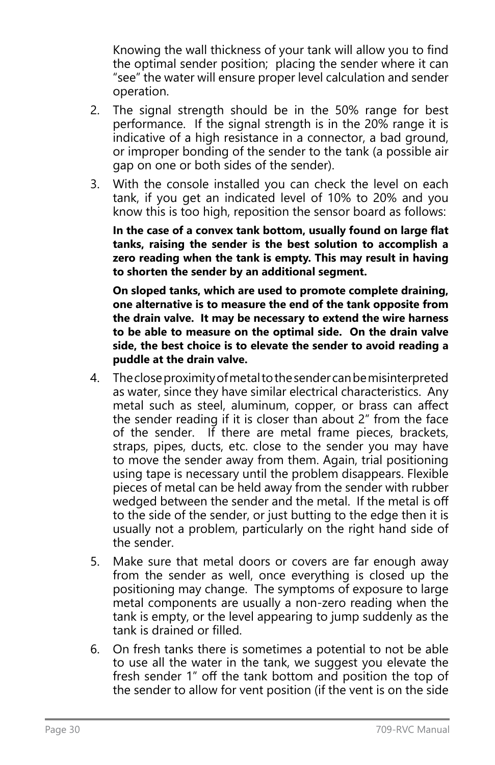Knowing the wall thickness of your tank will allow you to find the optimal sender position; placing the sender where it can "see" the water will ensure proper level calculation and sender operation.

2. The signal strength should be in the 50% range for best performance. If the signal strength is in the 20% range it is indicative of a high resistance in a connector, a bad ground, or improper bonding of the sender to the tank (a possible air gap on one or both sides of the sender).

3. With the console installed you can check the level on each tank, if you get an indicated level of 10% to 20% and you know this is too high, reposition the sensor board as follows:

   **In the case of a convex tank bottom, usually found on large flat tanks, raising the sender is the best solution to accomplish a zero reading when the tank is empty. This may result in having to shorten the sender by an additional segment.**

   **On sloped tanks, which are used to promote complete draining, one alternative is to measure the end of the tank opposite from the drain valve. It may be necessary to extend the wire harness to be able to measure on the optimal side. On the drain valve side, the best choice is to elevate the sender to avoid reading a puddle at the drain valve.**

4. The close proximity of metal to the sender can be misinterpreted as water, since they have similar electrical characteristics. Any metal such as steel, aluminum, copper, or brass can affect the sender reading if it is closer than about 2" from the face of the sender. If there are metal frame pieces, brackets, straps, pipes, ducts, etc. close to the sender you may have to move the sender away from them. Again, trial positioning using tape is necessary until the problem disappears. Flexible pieces of metal can be held away from the sender with rubber wedged between the sender and the metal. If the metal is off to the side of the sender, or just butting to the edge then it is usually not a problem, particularly on the right hand side of the sender.

5. Make sure that metal doors or covers are far enough away from the sender as well, once everything is closed up the positioning may change. The symptoms of exposure to large metal components are usually a non-zero reading when the tank is empty, or the level appearing to jump suddenly as the tank is drained or filled.

6. On fresh tanks there is sometimes a potential to not be able to use all the water in the tank, we suggest you elevate the fresh sender 1" off the tank bottom and position the top of the sender to allow for vent position (if the vent is on the side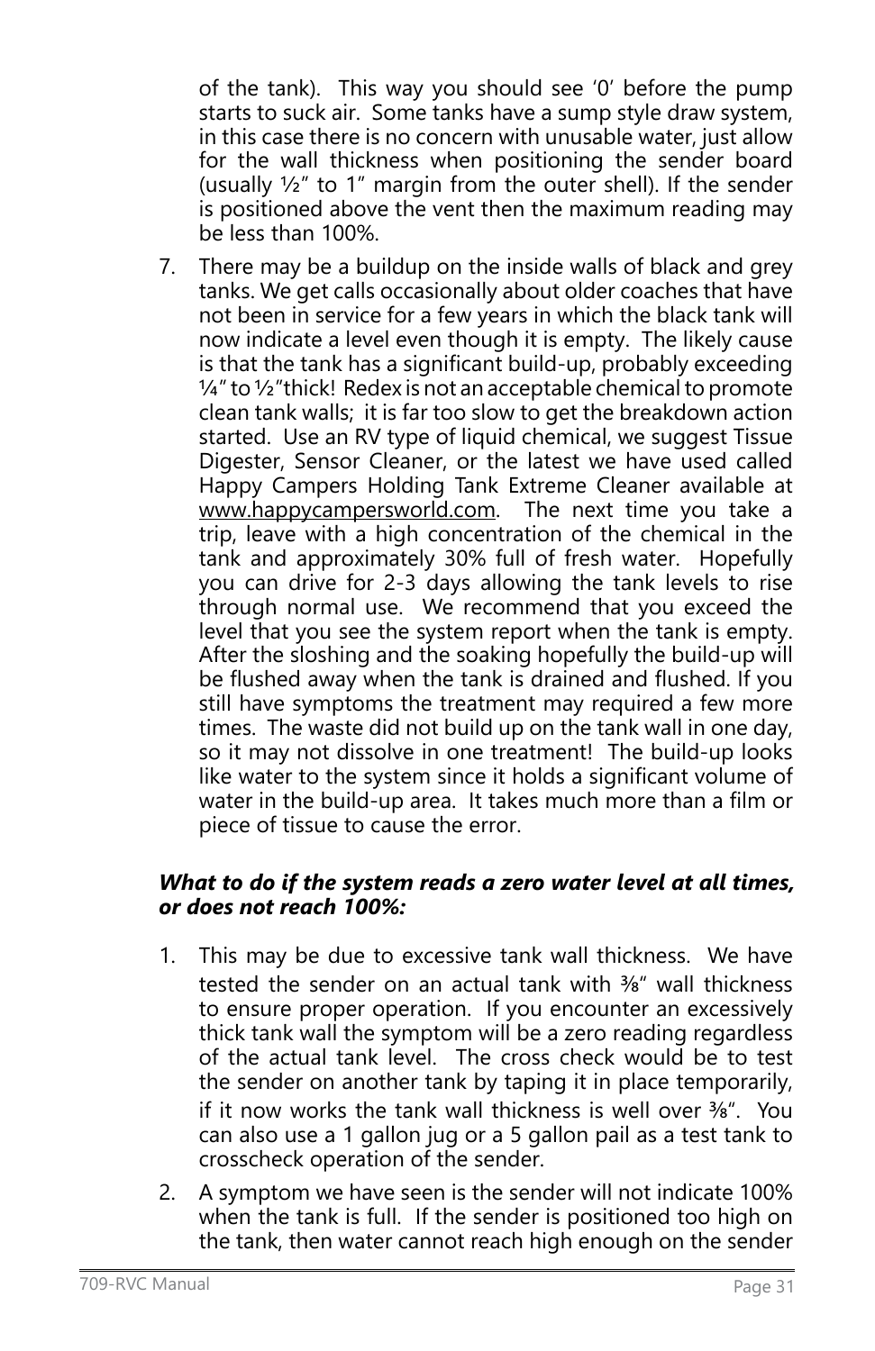of the tank). This way you should see '0' before the pump starts to suck air. Some tanks have a sump style draw system, in this case there is no concern with unusable water, just allow for the wall thickness when positioning the sender board (usually ½" to 1" margin from the outer shell). If the sender is positioned above the vent then the maximum reading may be less than 100%.

7. There may be a buildup on the inside walls of black and grey tanks. We get calls occasionally about older coaches that have not been in service for a few years in which the black tank will now indicate a level even though it is empty. The likely cause is that the tank has a significant build-up, probably exceeding ¼" to ½"thick! Redex is not an acceptable chemical to promote clean tank walls; it is far too slow to get the breakdown action started. Use an RV type of liquid chemical, we suggest Tissue Digester, Sensor Cleaner, or the latest we have used called Happy Campers Holding Tank Extreme Cleaner available at www.happycampersworld.com. The next time you take a trip, leave with a high concentration of the chemical in the tank and approximately 30% full of fresh water. Hopefully you can drive for 2-3 days allowing the tank levels to rise through normal use. We recommend that you exceed the level that you see the system report when the tank is empty. After the sloshing and the soaking hopefully the build-up will be flushed away when the tank is drained and flushed. If you still have symptoms the treatment may required a few more times. The waste did not build up on the tank wall in one day, so it may not dissolve in one treatment! The build-up looks like water to the system since it holds a significant volume of water in the build-up area. It takes much more than a film or piece of tissue to cause the error.

***What to do if the system reads a zero water level at all times, or does not reach 100%:***

1. This may be due to excessive tank wall thickness. We have tested the sender on an actual tank with ⅜" wall thickness to ensure proper operation. If you encounter an excessively thick tank wall the symptom will be a zero reading regardless of the actual tank level. The cross check would be to test the sender on another tank by taping it in place temporarily, if it now works the tank wall thickness is well over ⅜". You can also use a 1 gallon jug or a 5 gallon pail as a test tank to crosscheck operation of the sender.

2. A symptom we have seen is the sender will not indicate 100% when the tank is full. If the sender is positioned too high on the tank, then water cannot reach high enough on the sender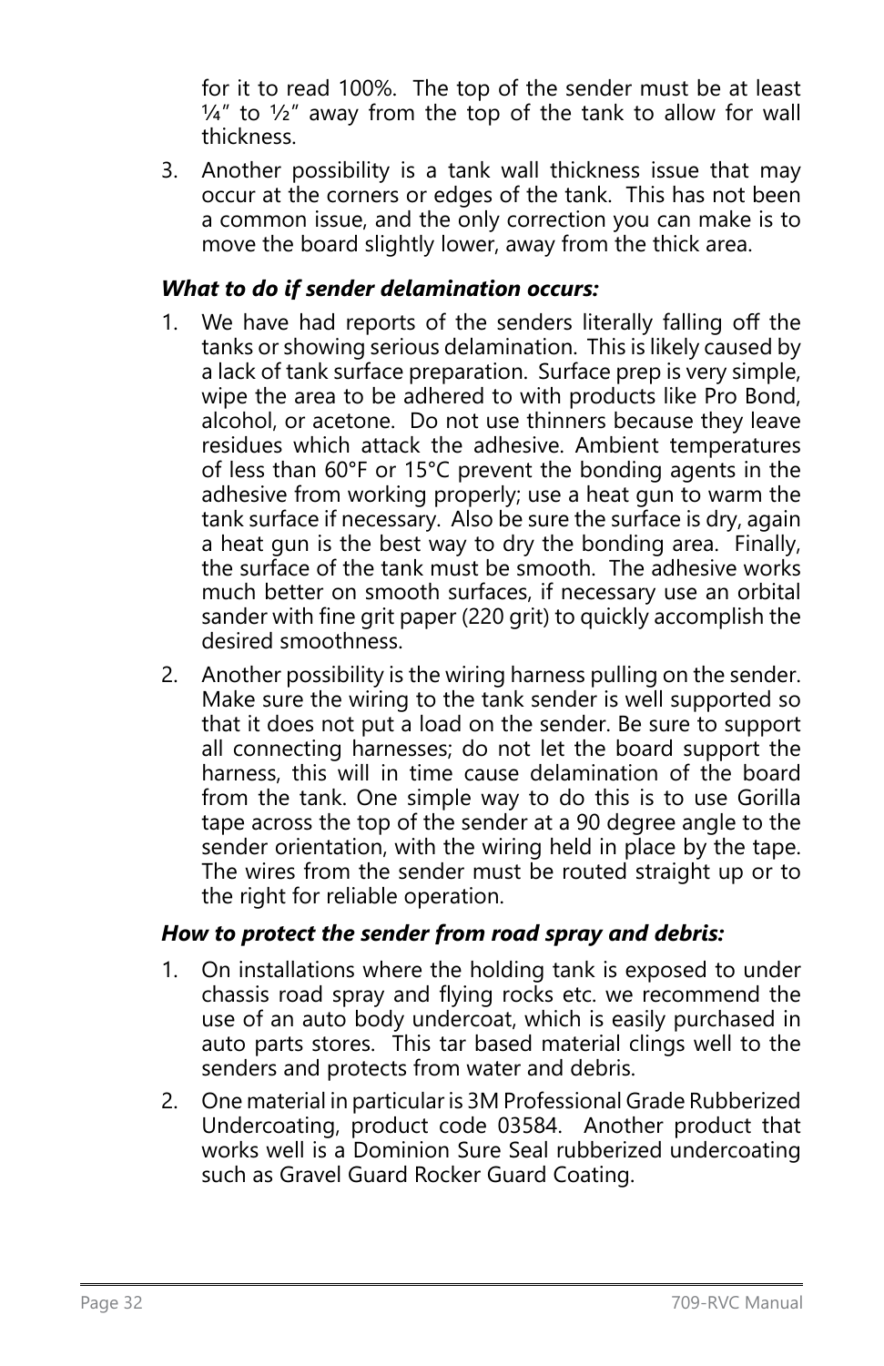for it to read 100%. The top of the sender must be at least ¼" to ½" away from the top of the tank to allow for wall thickness.

3. Another possibility is a tank wall thickness issue that may occur at the corners or edges of the tank. This has not been a common issue, and the only correction you can make is to move the board slightly lower, away from the thick area.

***What to do if sender delamination occurs:***

1. We have had reports of the senders literally falling off the tanks or showing serious delamination. This is likely caused by a lack of tank surface preparation. Surface prep is very simple, wipe the area to be adhered to with products like Pro Bond, alcohol, or acetone. Do not use thinners because they leave residues which attack the adhesive. Ambient temperatures of less than 60°F or 15°C prevent the bonding agents in the adhesive from working properly; use a heat gun to warm the tank surface if necessary. Also be sure the surface is dry, again a heat gun is the best way to dry the bonding area. Finally, the surface of the tank must be smooth. The adhesive works much better on smooth surfaces, if necessary use an orbital sander with fine grit paper (220 grit) to quickly accomplish the desired smoothness.

2. Another possibility is the wiring harness pulling on the sender. Make sure the wiring to the tank sender is well supported so that it does not put a load on the sender. Be sure to support all connecting harnesses; do not let the board support the harness, this will in time cause delamination of the board from the tank. One simple way to do this is to use Gorilla tape across the top of the sender at a 90 degree angle to the sender orientation, with the wiring held in place by the tape. The wires from the sender must be routed straight up or to the right for reliable operation.

***How to protect the sender from road spray and debris:***

1. On installations where the holding tank is exposed to under chassis road spray and flying rocks etc. we recommend the use of an auto body undercoat, which is easily purchased in auto parts stores. This tar based material clings well to the senders and protects from water and debris.

2. One material in particular is 3M Professional Grade Rubberized Undercoating, product code 03584. Another product that works well is a Dominion Sure Seal rubberized undercoating such as Gravel Guard Rocker Guard Coating.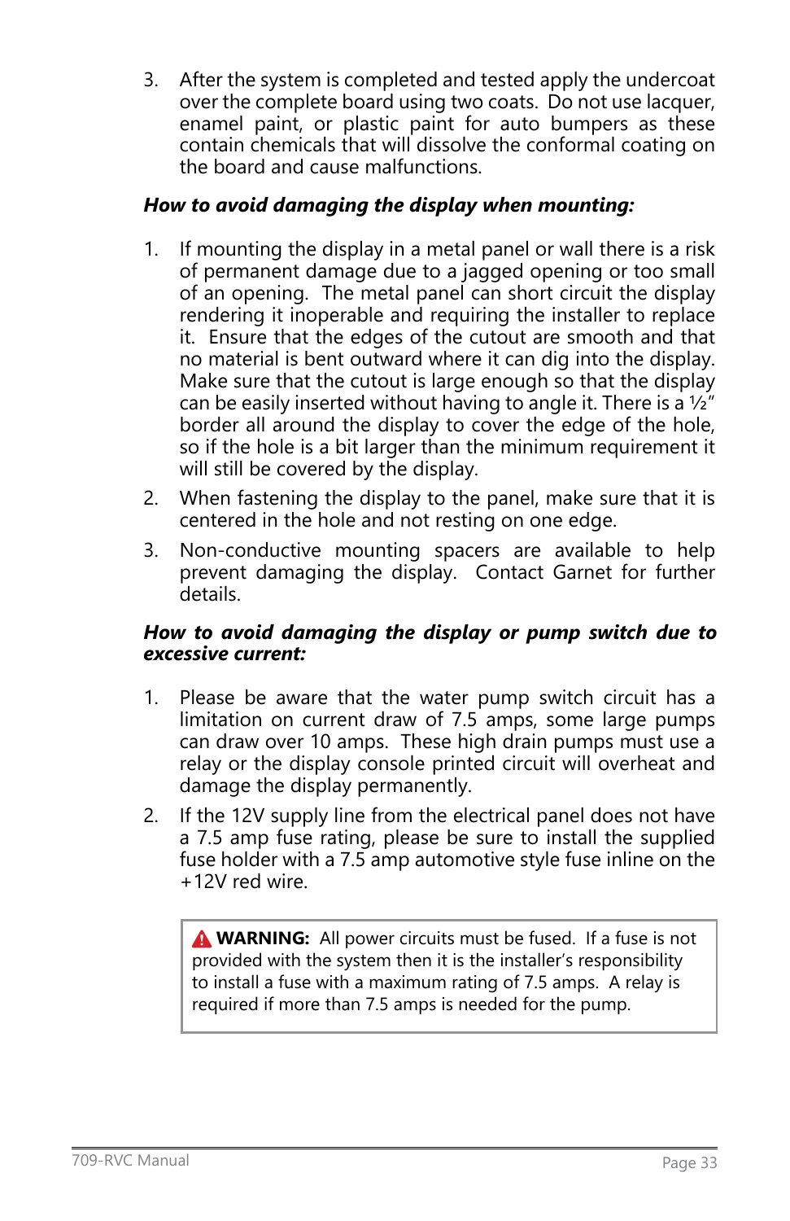3. After the system is completed and tested apply the undercoat over the complete board using two coats. Do not use lacquer, enamel paint, or plastic paint for auto bumpers as these contain chemicals that will dissolve the conformal coating on the board and cause malfunctions.

***How to avoid damaging the display when mounting:***

1. If mounting the display in a metal panel or wall there is a risk of permanent damage due to a jagged opening or too small of an opening. The metal panel can short circuit the display rendering it inoperable and requiring the installer to replace it. Ensure that the edges of the cutout are smooth and that no material is bent outward where it can dig into the display. Make sure that the cutout is large enough so that the display can be easily inserted without having to angle it. There is a ½" border all around the display to cover the edge of the hole, so if the hole is a bit larger than the minimum requirement it will still be covered by the display.
2. When fastening the display to the panel, make sure that it is centered in the hole and not resting on one edge.
3. Non-conductive mounting spacers are available to help prevent damaging the display. Contact Garnet for further details.

***How to avoid damaging the display or pump switch due to excessive current:***

1. Please be aware that the water pump switch circuit has a limitation on current draw of 7.5 amps, some large pumps can draw over 10 amps. These high drain pumps must use a relay or the display console printed circuit will overheat and damage the display permanently.
2. If the 12V supply line from the electrical panel does not have a 7.5 amp fuse rating, please be sure to install the supplied fuse holder with a 7.5 amp automotive style fuse inline on the +12V red wire.

> ⚠ **WARNING:** All power circuits must be fused. If a fuse is not provided with the system then it is the installer's responsibility to install a fuse with a maximum rating of 7.5 amps. A relay is required if more than 7.5 amps is needed for the pump.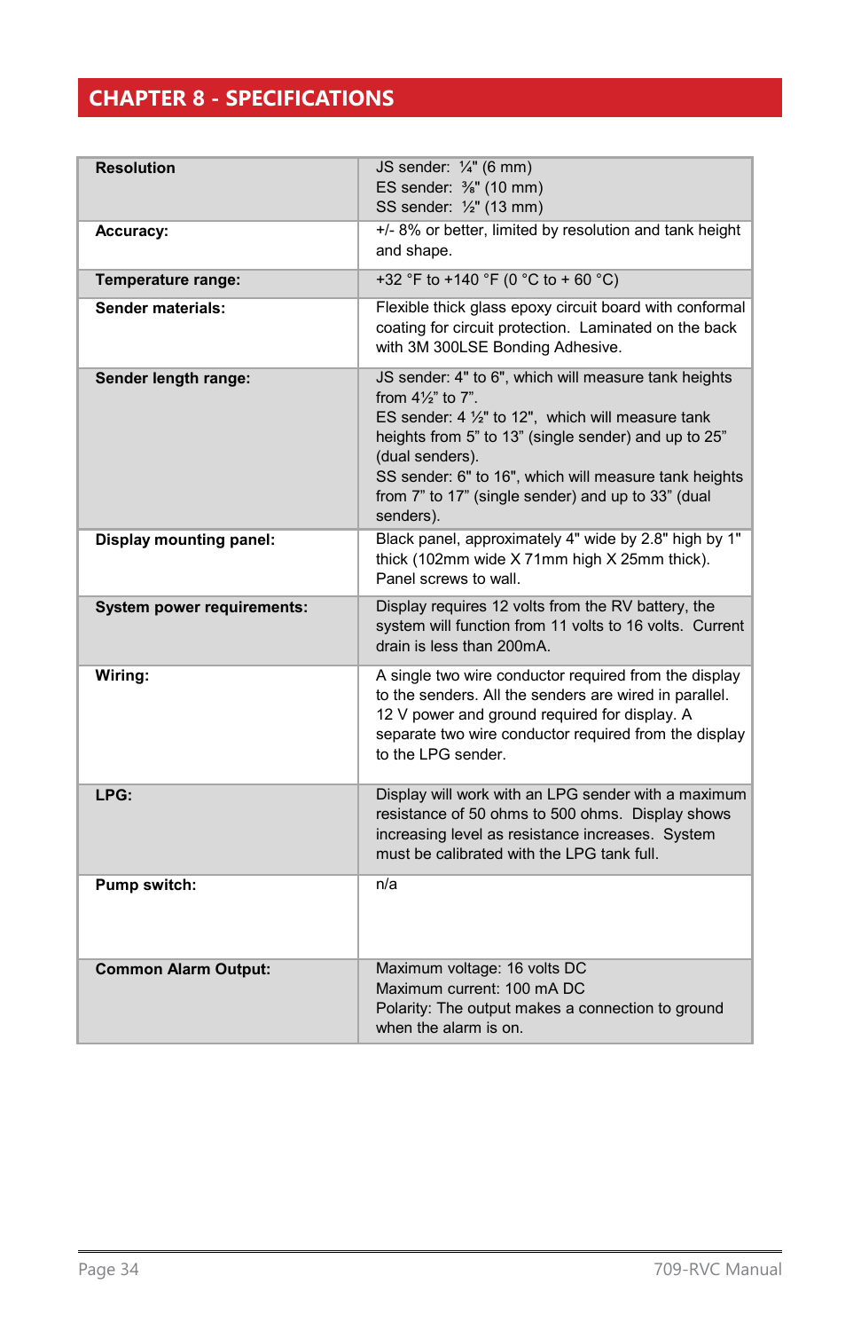# CHAPTER 8 - SPECIFICATIONS

| | |
|---|---|
| **Resolution** | JS sender: ¼" (6 mm)<br>ES sender: ⅜" (10 mm)<br>SS sender: ½" (13 mm) |
| **Accuracy:** | +/- 8% or better, limited by resolution and tank height and shape. |
| **Temperature range:** | +32 °F to +140 °F (0 °C to + 60 °C) |
| **Sender materials:** | Flexible thick glass epoxy circuit board with conformal coating for circuit protection. Laminated on the back with 3M 300LSE Bonding Adhesive. |
| **Sender length range:** | JS sender: 4" to 6", which will measure tank heights from 4½" to 7".<br>ES sender: 4 ½" to 12", which will measure tank heights from 5" to 13" (single sender) and up to 25" (dual senders).<br>SS sender: 6" to 16", which will measure tank heights from 7" to 17" (single sender) and up to 33" (dual senders). |
| **Display mounting panel:** | Black panel, approximately 4" wide by 2.8" high by 1" thick (102mm wide X 71mm high X 25mm thick). Panel screws to wall. |
| **System power requirements:** | Display requires 12 volts from the RV battery, the system will function from 11 volts to 16 volts. Current drain is less than 200mA. |
| **Wiring:** | A single two wire conductor required from the display to the senders. All the senders are wired in parallel. 12 V power and ground required for display. A separate two wire conductor required from the display to the LPG sender. |
| **LPG:** | Display will work with an LPG sender with a maximum resistance of 50 ohms to 500 ohms. Display shows increasing level as resistance increases. System must be calibrated with the LPG tank full. |
| **Pump switch:** | n/a |
| **Common Alarm Output:** | Maximum voltage: 16 volts DC<br>Maximum current: 100 mA DC<br>Polarity: The output makes a connection to ground when the alarm is on. |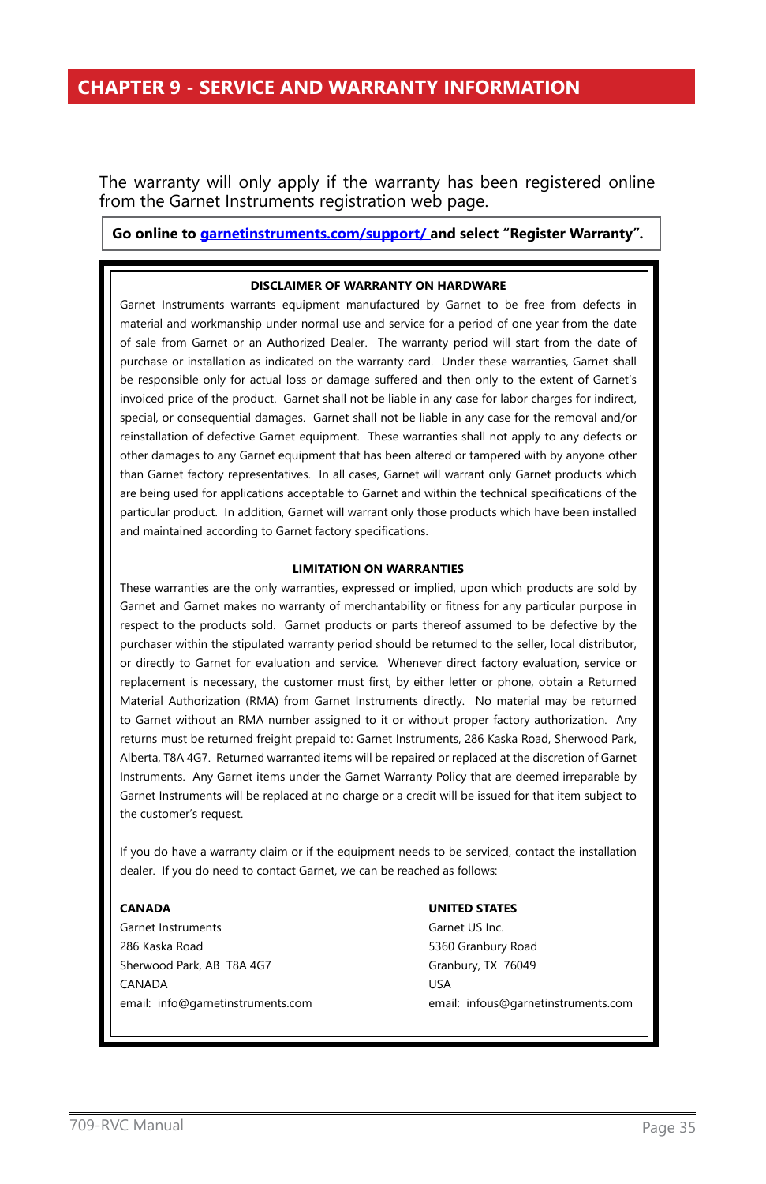# CHAPTER 9 - SERVICE AND WARRANTY INFORMATION

The warranty will only apply if the warranty has been registered online from the Garnet Instruments registration web page.

**Go online to [garnetinstruments.com/support/](garnetinstruments.com/support/) and select "Register Warranty".**

### DISCLAIMER OF WARRANTY ON HARDWARE

Garnet Instruments warrants equipment manufactured by Garnet to be free from defects in material and workmanship under normal use and service for a period of one year from the date of sale from Garnet or an Authorized Dealer. The warranty period will start from the date of purchase or installation as indicated on the warranty card. Under these warranties, Garnet shall be responsible only for actual loss or damage suffered and then only to the extent of Garnet's invoiced price of the product. Garnet shall not be liable in any case for labor charges for indirect, special, or consequential damages. Garnet shall not be liable in any case for the removal and/or reinstallation of defective Garnet equipment. These warranties shall not apply to any defects or other damages to any Garnet equipment that has been altered or tampered with by anyone other than Garnet factory representatives. In all cases, Garnet will warrant only Garnet products which are being used for applications acceptable to Garnet and within the technical specifications of the particular product. In addition, Garnet will warrant only those products which have been installed and maintained according to Garnet factory specifications.

### LIMITATION ON WARRANTIES

These warranties are the only warranties, expressed or implied, upon which products are sold by Garnet and Garnet makes no warranty of merchantability or fitness for any particular purpose in respect to the products sold. Garnet products or parts thereof assumed to be defective by the purchaser within the stipulated warranty period should be returned to the seller, local distributor, or directly to Garnet for evaluation and service. Whenever direct factory evaluation, service or replacement is necessary, the customer must first, by either letter or phone, obtain a Returned Material Authorization (RMA) from Garnet Instruments directly. No material may be returned to Garnet without an RMA number assigned to it or without proper factory authorization. Any returns must be returned freight prepaid to: Garnet Instruments, 286 Kaska Road, Sherwood Park, Alberta, T8A 4G7. Returned warranted items will be repaired or replaced at the discretion of Garnet Instruments. Any Garnet items under the Garnet Warranty Policy that are deemed irreparable by Garnet Instruments will be replaced at no charge or a credit will be issued for that item subject to the customer's request.

If you do have a warranty claim or if the equipment needs to be serviced, contact the installation dealer. If you do need to contact Garnet, we can be reached as follows:

**CANADA**
Garnet Instruments
286 Kaska Road
Sherwood Park, AB T8A 4G7
CANADA
email: info@garnetinstruments.com

**UNITED STATES**
Garnet US Inc.
5360 Granbury Road
Granbury, TX 76049
USA
email: infous@garnetinstruments.com